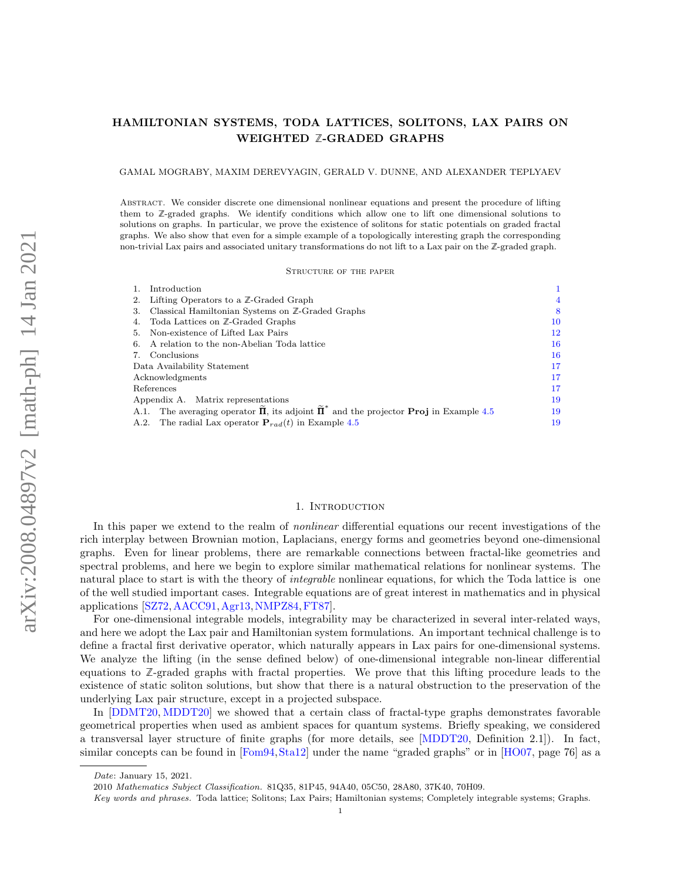# HAMILTONIAN SYSTEMS, TODA LATTICES, SOLITONS, LAX PAIRS ON WEIGHTED $\mathbb{Z}$-GRADED GRAPHS

GAMAL MOGRABY, MAXIM DEREVYAGIN, GERALD V. DUNNE, AND ALEXANDER TEPLYAEV

Abstract. We consider discrete one dimensional nonlinear equations and present the procedure of lifting them to $\mathbb{Z}$-graded graphs. We identify conditions which allow one to lift one dimensional solutions to solutions on graphs. In particular, we prove the existence of solitons for static potentials on graded fractal graphs. We also show that even for a simple example of a topologically interesting graph the corresponding non-trivial Lax pairs and associated unitary transformations do not lift to a Lax pair on the $\mathbb{Z}$-graded graph.

Structure of the paper

1. Introduction — 1
2. Lifting Operators to a $\mathbb{Z}$-Graded Graph — 4
3. Classical Hamiltonian Systems on $\mathbb{Z}$-Graded Graphs — 8
4. Toda Lattices on $\mathbb{Z}$-Graded Graphs — 10
5. Non-existence of Lifted Lax Pairs — 12
6. A relation to the non-Abelian Toda lattice — 16
7. Conclusions — 16

Data Availability Statement — 17
Acknowledgments — 17
References — 17
Appendix A. Matrix representations — 19
A.1. The averaging operator $\widetilde{\mathbf{\Pi}}$, its adjoint $\widetilde{\mathbf{\Pi}}^*$ and the projector **Proj** in Example 4.5 — 19
A.2. The radial Lax operator $\mathbf{P}_{rad}(t)$ in Example 4.5 — 19

## 1. Introduction

In this paper we extend to the realm of *nonlinear* differential equations our recent investigations of the rich interplay between Brownian motion, Laplacians, energy forms and geometries beyond one-dimensional graphs. Even for linear problems, there are remarkable connections between fractal-like geometries and spectral problems, and here we begin to explore similar mathematical relations for nonlinear systems. The natural place to start is with the theory of *integrable* nonlinear equations, for which the Toda lattice is one of the well studied important cases. Integrable equations are of great interest in mathematics and in physical applications [SZ72, AACC91, Agr13, NMPZ84, FT87].

For one-dimensional integrable models, integrability may be characterized in several inter-related ways, and here we adopt the Lax pair and Hamiltonian system formulations. An important technical challenge is to define a fractal first derivative operator, which naturally appears in Lax pairs for one-dimensional systems. We analyze the lifting (in the sense defined below) of one-dimensional integrable non-linear differential equations to $\mathbb{Z}$-graded graphs with fractal properties. We prove that this lifting procedure leads to the existence of static soliton solutions, but show that there is a natural obstruction to the preservation of the underlying Lax pair structure, except in a projected subspace.

In [DDMT20, MDDT20] we showed that a certain class of fractal-type graphs demonstrates favorable geometrical properties when used as ambient spaces for quantum systems. Briefly speaking, we considered a transversal layer structure of finite graphs (for more details, see [MDDT20, Definition 2.1]). In fact, similar concepts can be found in [Fom94, Sta12] under the name "graded graphs" or in [HO07, page 76] as a

---

*Date*: January 15, 2021.

2010 *Mathematics Subject Classification.* 81Q35, 81P45, 94A40, 05C50, 28A80, 37K40, 70H09.

*Key words and phrases.* Toda lattice; Solitons; Lax Pairs; Hamiltonian systems; Completely integrable systems; Graphs.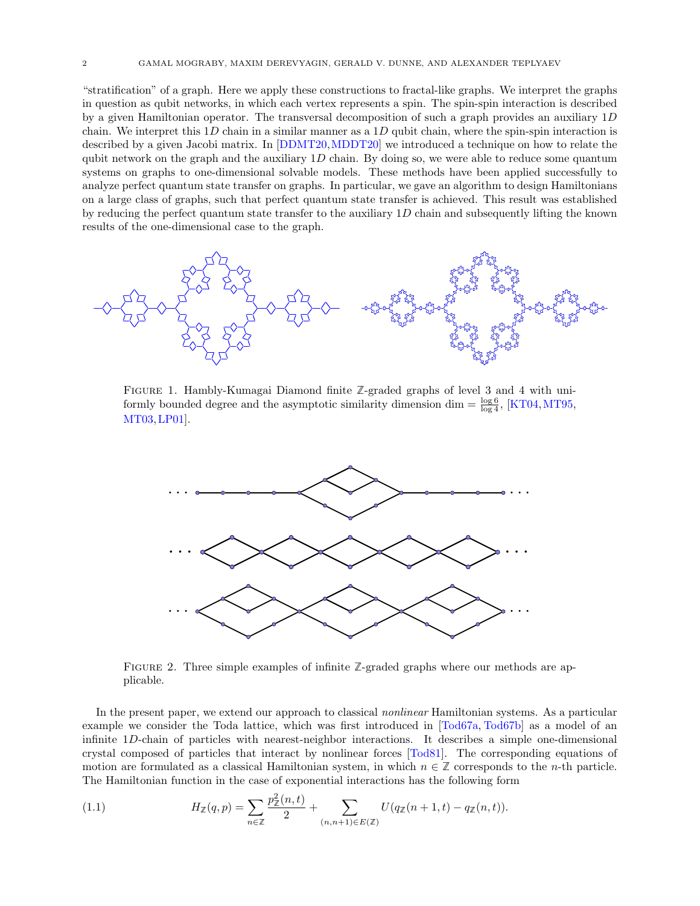"stratification" of a graph. Here we apply these constructions to fractal-like graphs. We interpret the graphs in question as qubit networks, in which each vertex represents a spin. The spin-spin interaction is described by a given Hamiltonian operator. The transversal decomposition of such a graph provides an auxiliary $1D$ chain. We interpret this $1D$ chain in a similar manner as a $1D$ qubit chain, where the spin-spin interaction is described by a given Jacobi matrix. In [DDMT20, MDDT20] we introduced a technique on how to relate the qubit network on the graph and the auxiliary $1D$ chain. By doing so, we were able to reduce some quantum systems on graphs to one-dimensional solvable models. These methods have been applied successfully to analyze perfect quantum state transfer on graphs. In particular, we gave an algorithm to design Hamiltonians on a large class of graphs, such that perfect quantum state transfer is achieved. This result was established by reducing the perfect quantum state transfer to the auxiliary $1D$ chain and subsequently lifting the known results of the one-dimensional case to the graph.

FIGURE 1. Hambly-Kumagai Diamond finite $\mathbb{Z}$-graded graphs of level 3 and 4 with uniformly bounded degree and the asymptotic similarity dimension $\dim = \frac{\log 6}{\log 4}$, [KT04, MT95, MT03, LP01].

FIGURE 2. Three simple examples of infinite $\mathbb{Z}$-graded graphs where our methods are applicable.

In the present paper, we extend our approach to classical *nonlinear* Hamiltonian systems. As a particular example we consider the Toda lattice, which was first introduced in [Tod67a, Tod67b] as a model of an infinite $1D$-chain of particles with nearest-neighbor interactions. It describes a simple one-dimensional crystal composed of particles that interact by nonlinear forces [Tod81]. The corresponding equations of motion are formulated as a classical Hamiltonian system, in which $n \in \mathbb{Z}$ corresponds to the $n$-th particle. The Hamiltonian function in the case of exponential interactions has the following form

$$H_{\mathbb{Z}}(q,p) = \sum_{n\in\mathbb{Z}} \frac{p_{\mathbb{Z}}^2(n,t)}{2} + \sum_{(n,n+1)\in E(\mathbb{Z})} U(q_{\mathbb{Z}}(n+1,t) - q_{\mathbb{Z}}(n,t)). \tag{1.1}$$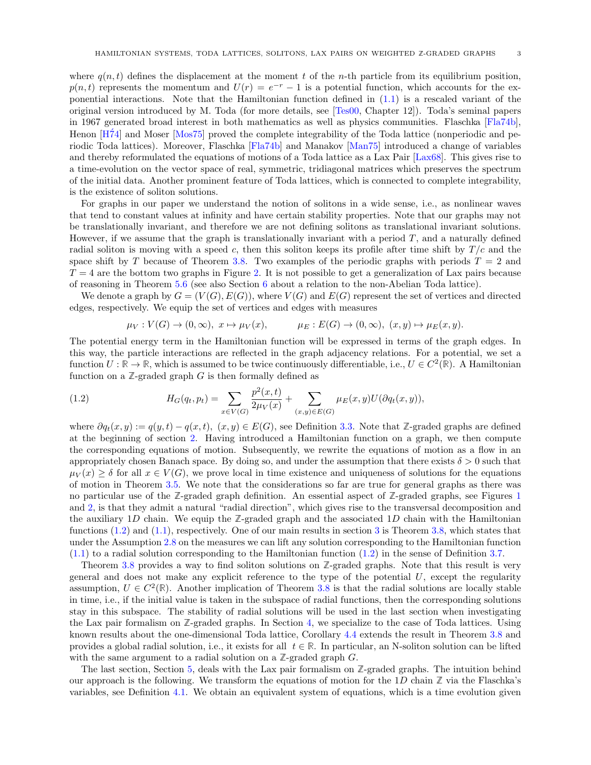where $q(n,t)$ defines the displacement at the moment $t$ of the $n$-th particle from its equilibrium position, $p(n,t)$ represents the momentum and $U(r) = e^{-r} - 1$ is a potential function, which accounts for the exponential interactions. Note that the Hamiltonian function defined in (1.1) is a rescaled variant of the original version introduced by M. Toda (for more details, see [Tes00, Chapter 12]). Toda's seminal papers in 1967 generated broad interest in both mathematics as well as physics communities. Flaschka [Fla74b], Henon [H74] and Moser [Mos75] proved the complete integrability of the Toda lattice (nonperiodic and periodic Toda lattices). Moreover, Flaschka [Fla74b] and Manakov [Man75] introduced a change of variables and thereby reformulated the equations of motions of a Toda lattice as a Lax Pair [Lax68]. This gives rise to a time-evolution on the vector space of real, symmetric, tridiagonal matrices which preserves the spectrum of the initial data. Another prominent feature of Toda lattices, which is connected to complete integrability, is the existence of soliton solutions.

For graphs in our paper we understand the notion of solitons in a wide sense, i.e., as nonlinear waves that tend to constant values at infinity and have certain stability properties. Note that our graphs may not be translationally invariant, and therefore we are not defining solitons as translational invariant solutions. However, if we assume that the graph is translationally invariant with a period $T$, and a naturally defined radial soliton is moving with a speed $c$, then this soliton keeps its profile after time shift by $T/c$ and the space shift by $T$ because of Theorem 3.8. Two examples of the periodic graphs with periods $T = 2$ and $T = 4$ are the bottom two graphs in Figure 2. It is not possible to get a generalization of Lax pairs because of reasoning in Theorem 5.6 (see also Section 6 about a relation to the non-Abelian Toda lattice).

We denote a graph by $G = (V(G), E(G))$, where $V(G)$ and $E(G)$ represent the set of vertices and directed edges, respectively. We equip the set of vertices and edges with measures

$$\mu_V : V(G) \to (0, \infty),\ x \mapsto \mu_V(x), \qquad \mu_E : E(G) \to (0, \infty),\ (x, y) \mapsto \mu_E(x, y).$$

The potential energy term in the Hamiltonian function will be expressed in terms of the graph edges. In this way, the particle interactions are reflected in the graph adjacency relations. For a potential, we set a function $U : \mathbb{R} \to \mathbb{R}$, which is assumed to be twice continuously differentiable, i.e., $U \in C^2(\mathbb{R})$. A Hamiltonian function on a $\mathbb{Z}$-graded graph $G$ is then formally defined as

$$H_G(q_t, p_t) = \sum_{x \in V(G)} \frac{p^2(x,t)}{2\mu_V(x)} + \sum_{(x,y) \in E(G)} \mu_E(x,y) U(\partial q_t(x,y)), \tag{1.2}$$

where $\partial q_t(x,y) := q(y,t) - q(x,t),\ (x,y) \in E(G)$, see Definition 3.3. Note that $\mathbb{Z}$-graded graphs are defined at the beginning of section 2. Having introduced a Hamiltonian function on a graph, we then compute the corresponding equations of motion. Subsequently, we rewrite the equations of motion as a flow in an appropriately chosen Banach space. By doing so, and under the assumption that there exists $\delta > 0$ such that $\mu_V(x) \geq \delta$ for all $x \in V(G)$, we prove local in time existence and uniqueness of solutions for the equations of motion in Theorem 3.5. We note that the considerations so far are true for general graphs as there was no particular use of the $\mathbb{Z}$-graded graph definition. An essential aspect of $\mathbb{Z}$-graded graphs, see Figures 1 and 2, is that they admit a natural "radial direction", which gives rise to the transversal decomposition and the auxiliary $1D$ chain. We equip the $\mathbb{Z}$-graded graph and the associated $1D$ chain with the Hamiltonian functions (1.2) and (1.1), respectively. One of our main results in section 3 is Theorem 3.8, which states that under the Assumption 2.8 on the measures we can lift any solution corresponding to the Hamiltonian function (1.1) to a radial solution corresponding to the Hamiltonian function (1.2) in the sense of Definition 3.7.

Theorem 3.8 provides a way to find soliton solutions on $\mathbb{Z}$-graded graphs. Note that this result is very general and does not make any explicit reference to the type of the potential $U$, except the regularity assumption, $U \in C^2(\mathbb{R})$. Another implication of Theorem 3.8 is that the radial solutions are locally stable in time, i.e., if the initial value is taken in the subspace of radial functions, then the corresponding solutions stay in this subspace. The stability of radial solutions will be used in the last section when investigating the Lax pair formalism on $\mathbb{Z}$-graded graphs. In Section 4, we specialize to the case of Toda lattices. Using known results about the one-dimensional Toda lattice, Corollary 4.4 extends the result in Theorem 3.8 and provides a global radial solution, i.e., it exists for all $t \in \mathbb{R}$. In particular, an N-soliton solution can be lifted with the same argument to a radial solution on a $\mathbb{Z}$-graded graph $G$.

The last section, Section 5, deals with the Lax pair formalism on $\mathbb{Z}$-graded graphs. The intuition behind our approach is the following. We transform the equations of motion for the $1D$ chain $\mathbb{Z}$ via the Flaschka's variables, see Definition 4.1. We obtain an equivalent system of equations, which is a time evolution given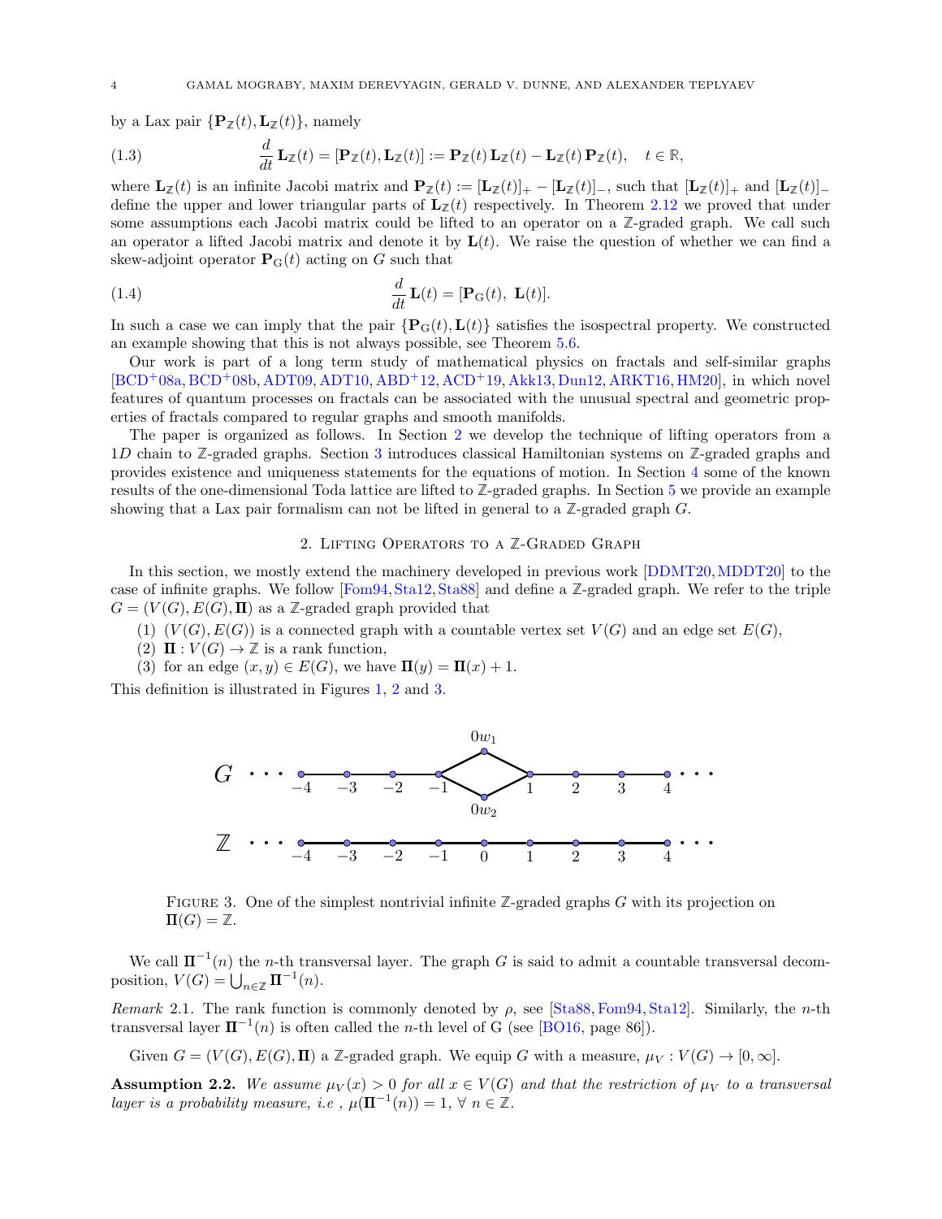by a Lax pair $\{\mathbf{P}_{\mathbb{Z}}(t), \mathbf{L}_{\mathbb{Z}}(t)\}$, namely

$$\frac{d}{dt}\,\mathbf{L}_{\mathbb{Z}}(t) = [\mathbf{P}_{\mathbb{Z}}(t), \mathbf{L}_{\mathbb{Z}}(t)] := \mathbf{P}_{\mathbb{Z}}(t)\,\mathbf{L}_{\mathbb{Z}}(t) - \mathbf{L}_{\mathbb{Z}}(t)\,\mathbf{P}_{\mathbb{Z}}(t), \quad t \in \mathbb{R}, \tag{1.3}$$

where $\mathbf{L}_{\mathbb{Z}}(t)$ is an infinite Jacobi matrix and $\mathbf{P}_{\mathbb{Z}}(t) := [\mathbf{L}_{\mathbb{Z}}(t)]_+ - [\mathbf{L}_{\mathbb{Z}}(t)]_-$, such that $[\mathbf{L}_{\mathbb{Z}}(t)]_+$ and $[\mathbf{L}_{\mathbb{Z}}(t)]_-$ define the upper and lower triangular parts of $\mathbf{L}_{\mathbb{Z}}(t)$ respectively. In Theorem 2.12 we proved that under some assumptions each Jacobi matrix could be lifted to an operator on a $\mathbb{Z}$-graded graph. We call such an operator a lifted Jacobi matrix and denote it by $\mathbf{L}(t)$. We raise the question of whether we can find a skew-adjoint operator $\mathbf{P}_{\mathrm{G}}(t)$ acting on $G$ such that

$$\frac{d}{dt}\,\mathbf{L}(t) = [\mathbf{P}_{\mathrm{G}}(t),\ \mathbf{L}(t)]. \tag{1.4}$$

In such a case we can imply that the pair $\{\mathbf{P}_{\mathrm{G}}(t), \mathbf{L}(t)\}$ satisfies the isospectral property. We constructed an example showing that this is not always possible, see Theorem 5.6.

Our work is part of a long term study of mathematical physics on fractals and self-similar graphs [BCD+08a, BCD+08b, ADT09, ADT10, ABD+12, ACD+19, Akk13, Dun12, ARKT16, HM20], in which novel features of quantum processes on fractals can be associated with the unusual spectral and geometric properties of fractals compared to regular graphs and smooth manifolds.

The paper is organized as follows. In Section 2 we develop the technique of lifting operators from a $1D$ chain to $\mathbb{Z}$-graded graphs. Section 3 introduces classical Hamiltonian systems on $\mathbb{Z}$-graded graphs and provides existence and uniqueness statements for the equations of motion. In Section 4 some of the known results of the one-dimensional Toda lattice are lifted to $\mathbb{Z}$-graded graphs. In Section 5 we provide an example showing that a Lax pair formalism can not be lifted in general to a $\mathbb{Z}$-graded graph $G$.

## 2. Lifting Operators to a $\mathbb{Z}$-Graded Graph

In this section, we mostly extend the machinery developed in previous work [DDMT20, MDDT20] to the case of infinite graphs. We follow [Fom94, Sta12, Sta88] and define a $\mathbb{Z}$-graded graph. We refer to the triple $G = (V(G), E(G), \mathbf{\Pi})$ as a $\mathbb{Z}$-graded graph provided that

1. $(V(G), E(G))$ is a connected graph with a countable vertex set $V(G)$ and an edge set $E(G)$,
2. $\mathbf{\Pi} : V(G) \to \mathbb{Z}$ is a rank function,
3. for an edge $(x, y) \in E(G)$, we have $\mathbf{\Pi}(y) = \mathbf{\Pi}(x) + 1$.

This definition is illustrated in Figures 1, 2 and 3.

Figure 3. One of the simplest nontrivial infinite $\mathbb{Z}$-graded graphs $G$ with its projection on $\mathbf{\Pi}(G) = \mathbb{Z}$.

We call $\mathbf{\Pi}^{-1}(n)$ the $n$-th transversal layer. The graph $G$ is said to admit a countable transversal decomposition, $V(G) = \bigcup_{n\in\mathbb{Z}} \mathbf{\Pi}^{-1}(n)$.

*Remark* 2.1. The rank function is commonly denoted by $\rho$, see [Sta88, Fom94, Sta12]. Similarly, the $n$-th transversal layer $\mathbf{\Pi}^{-1}(n)$ is often called the $n$-th level of G (see [BO16, page 86]).

Given $G = (V(G), E(G), \mathbf{\Pi})$ a $\mathbb{Z}$-graded graph. We equip $G$ with a measure, $\mu_V : V(G) \to [0, \infty]$.

**Assumption 2.2.** *We assume $\mu_V(x) > 0$ for all $x \in V(G)$ and that the restriction of $\mu_V$ to a transversal layer is a probability measure, i.e , $\mu(\mathbf{\Pi}^{-1}(n)) = 1$, $\forall\ n \in \mathbb{Z}$.*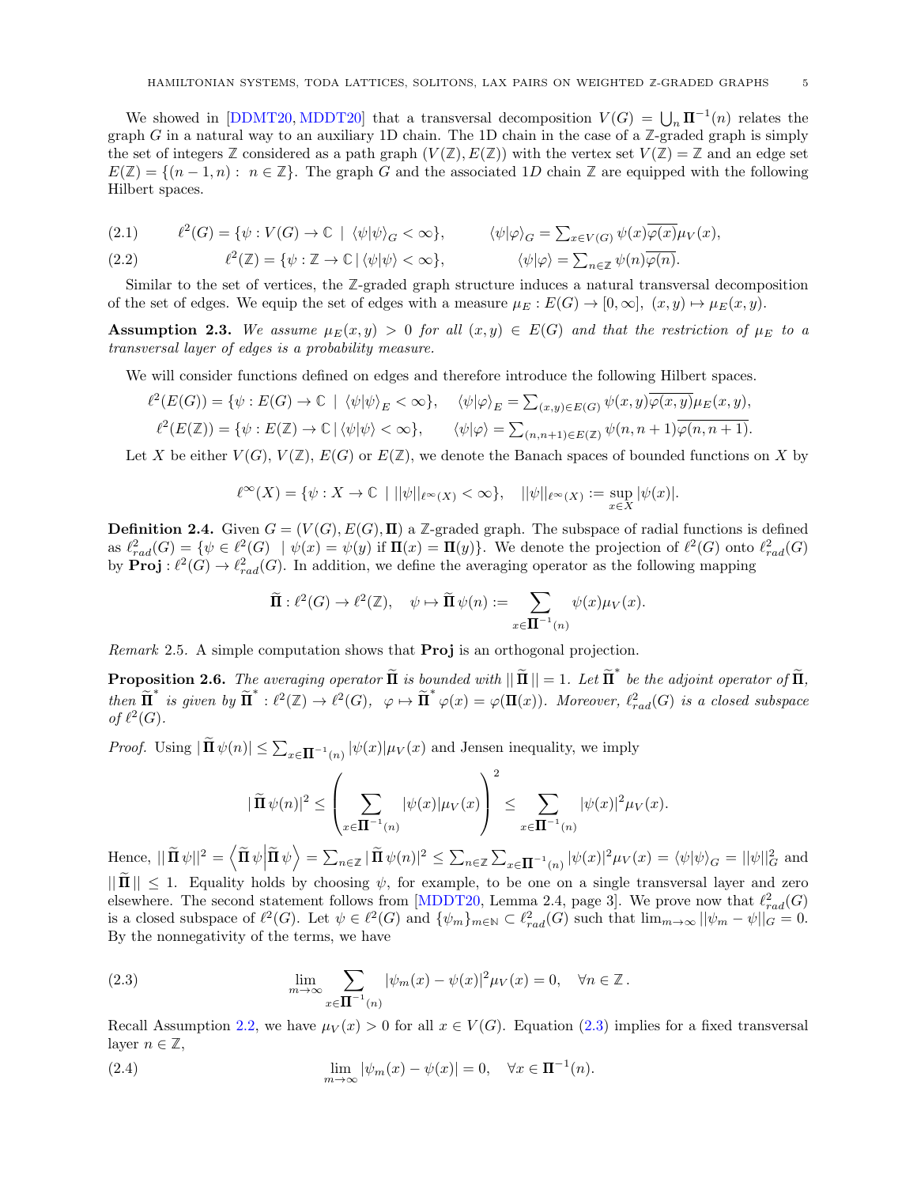We showed in [DDMT20, MDDT20] that a transversal decomposition $V(G) = \bigcup_n \mathbf{\Pi}^{-1}(n)$ relates the graph $G$ in a natural way to an auxiliary 1D chain. The 1D chain in the case of a $\mathbb{Z}$-graded graph is simply the set of integers $\mathbb{Z}$ considered as a path graph $(V(\mathbb{Z}), E(\mathbb{Z}))$ with the vertex set $V(\mathbb{Z}) = \mathbb{Z}$ and an edge set $E(\mathbb{Z}) = \{(n-1, n) : \ n \in \mathbb{Z}\}$. The graph $G$ and the associated $1D$ chain $\mathbb{Z}$ are equipped with the following Hilbert spaces.

$$
\ell^2(G) = \{\psi : V(G) \to \mathbb{C} \ | \ \langle \psi|\psi\rangle_G < \infty\}, \qquad \langle \psi|\varphi\rangle_G = \textstyle\sum_{x\in V(G)} \psi(x)\overline{\varphi(x)}\mu_V(x), \tag{2.1}
$$

$$
\ell^2(\mathbb{Z}) = \{\psi : \mathbb{Z} \to \mathbb{C} \,|\, \langle \psi|\psi\rangle < \infty\}, \qquad \langle \psi|\varphi\rangle = \textstyle\sum_{n\in \mathbb{Z}} \psi(n)\overline{\varphi(n)}. \tag{2.2}
$$

Similar to the set of vertices, the $\mathbb{Z}$-graded graph structure induces a natural transversal decomposition of the set of edges. We equip the set of edges with a measure $\mu_E : E(G) \to [0, \infty], \ (x, y) \mapsto \mu_E(x, y)$.

**Assumption 2.3.** *We assume $\mu_E(x, y) > 0$ for all $(x, y) \in E(G)$ and that the restriction of $\mu_E$ to a transversal layer of edges is a probability measure.*

We will consider functions defined on edges and therefore introduce the following Hilbert spaces.

$$
\ell^2(E(G)) = \{\psi : E(G) \to \mathbb{C} \ | \ \langle \psi|\psi\rangle_E < \infty\}, \quad \langle \psi|\varphi\rangle_E = \textstyle\sum_{(x,y)\in E(G)} \psi(x, y)\overline{\varphi(x, y)}\mu_E(x, y),
$$

$$
\ell^2(E(\mathbb{Z})) = \{\psi : E(\mathbb{Z}) \to \mathbb{C} \,|\, \langle \psi|\psi\rangle < \infty\}, \qquad \langle \psi|\varphi\rangle = \textstyle\sum_{(n,n+1)\in E(\mathbb{Z})} \psi(n, n+1)\overline{\varphi(n, n+1)}.
$$

Let $X$ be either $V(G)$, $V(\mathbb{Z})$, $E(G)$ or $E(\mathbb{Z})$, we denote the Banach spaces of bounded functions on $X$ by

$$
\ell^\infty(X) = \{\psi : X \to \mathbb{C} \ | \ ||\psi||_{\ell^\infty(X)} < \infty\}, \quad ||\psi||_{\ell^\infty(X)} := \sup_{x\in X} |\psi(x)|.
$$

**Definition 2.4.** Given $G = (V(G), E(G), \mathbf{\Pi})$ a $\mathbb{Z}$-graded graph. The subspace of radial functions is defined as $\ell^2_{rad}(G) = \{\psi \in \ell^2(G) \ \ | \ \psi(x) = \psi(y) \text{ if } \mathbf{\Pi}(x) = \mathbf{\Pi}(y)\}$. We denote the projection of $\ell^2(G)$ onto $\ell^2_{rad}(G)$ by $\mathbf{Proj} : \ell^2(G) \to \ell^2_{rad}(G)$. In addition, we define the averaging operator as the following mapping

$$
\widetilde{\mathbf{\Pi}} : \ell^2(G) \to \ell^2(\mathbb{Z}), \quad \psi \mapsto \widetilde{\mathbf{\Pi}}\, \psi(n) := \sum_{x\in \mathbf{\Pi}^{-1}(n)} \psi(x)\mu_V(x).
$$

*Remark* 2.5. A simple computation shows that $\mathbf{Proj}$ is an orthogonal projection.

**Proposition 2.6.** *The averaging operator $\widetilde{\mathbf{\Pi}}$ is bounded with $||\,\widetilde{\mathbf{\Pi}}\,|| = 1$. Let $\widetilde{\mathbf{\Pi}}^*$ be the adjoint operator of $\widetilde{\mathbf{\Pi}}$, then $\widetilde{\mathbf{\Pi}}^*$ is given by $\widetilde{\mathbf{\Pi}}^* : \ell^2(\mathbb{Z}) \to \ell^2(G), \ \ \varphi \mapsto \widetilde{\mathbf{\Pi}}^* \varphi(x) = \varphi(\mathbf{\Pi}(x))$. Moreover, $\ell^2_{rad}(G)$ is a closed subspace of $\ell^2(G)$.*

*Proof.* Using $|\,\widetilde{\mathbf{\Pi}}\,\psi(n)| \leq \sum_{x\in \mathbf{\Pi}^{-1}(n)} |\psi(x)|\mu_V(x)$ and Jensen inequality, we imply

$$
|\,\widetilde{\mathbf{\Pi}}\,\psi(n)|^2 \leq \left( \sum_{x\in \mathbf{\Pi}^{-1}(n)} |\psi(x)|\mu_V(x) \right)^2 \leq \sum_{x\in \mathbf{\Pi}^{-1}(n)} |\psi(x)|^2\mu_V(x).
$$

Hence, $||\,\widetilde{\mathbf{\Pi}}\,\psi||^2 = \left\langle \widetilde{\mathbf{\Pi}}\,\psi \middle| \widetilde{\mathbf{\Pi}}\,\psi \right\rangle = \sum_{n\in\mathbb{Z}} |\,\widetilde{\mathbf{\Pi}}\,\psi(n)|^2 \leq \sum_{n\in\mathbb{Z}} \sum_{x\in\mathbf{\Pi}^{-1}(n)} |\psi(x)|^2\mu_V(x) = \langle \psi|\psi\rangle_G = ||\psi||^2_G$ and $||\,\widetilde{\mathbf{\Pi}}\,|| \leq 1$. Equality holds by choosing $\psi$, for example, to be one on a single transversal layer and zero elsewhere. The second statement follows from [MDDT20, Lemma 2.4, page 3]. We prove now that $\ell^2_{rad}(G)$ is a closed subspace of $\ell^2(G)$. Let $\psi \in \ell^2(G)$ and $\{\psi_m\}_{m\in\mathbb{N}} \subset \ell^2_{rad}(G)$ such that $\lim_{m\to\infty} ||\psi_m - \psi||_G = 0$. By the nonnegativity of the terms, we have

$$
\lim_{m\to\infty} \sum_{x\in \mathbf{\Pi}^{-1}(n)} |\psi_m(x) - \psi(x)|^2\mu_V(x) = 0, \quad \forall n \in \mathbb{Z}\,. \tag{2.3}
$$

Recall Assumption 2.2, we have $\mu_V(x) > 0$ for all $x \in V(G)$. Equation (2.3) implies for a fixed transversal layer $n \in \mathbb{Z}$,

$$
\lim_{m\to\infty} |\psi_m(x) - \psi(x)| = 0, \quad \forall x \in \mathbf{\Pi}^{-1}(n). \tag{2.4}
$$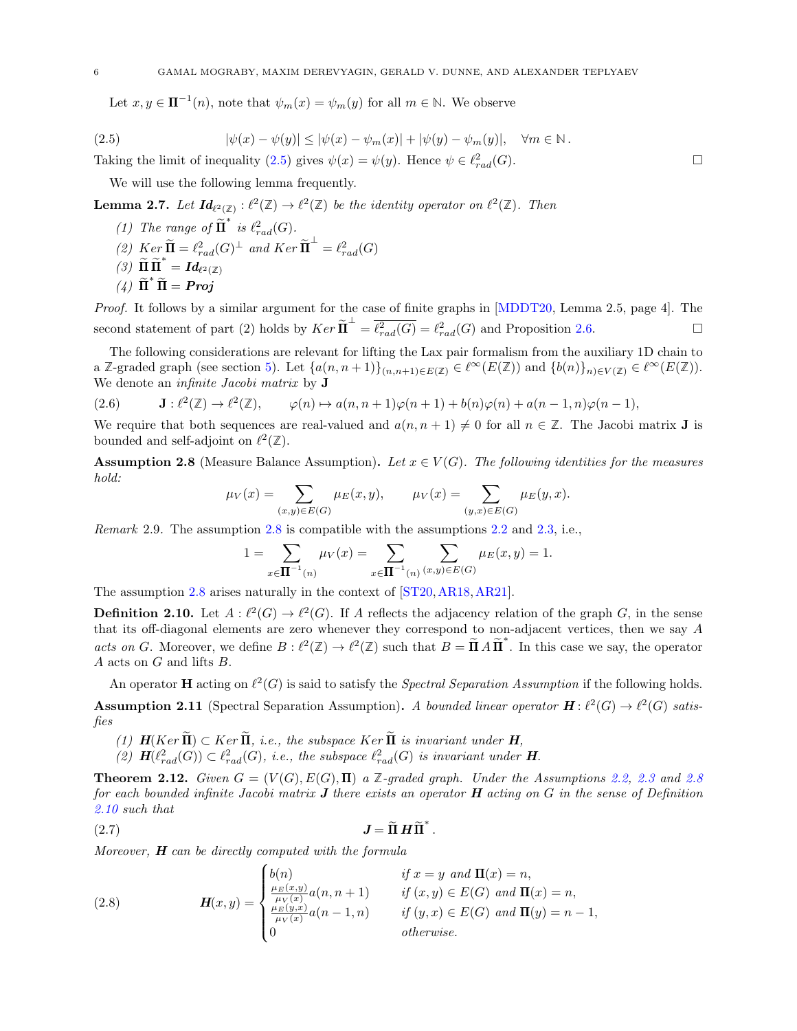Let $x, y \in \mathbf{\Pi}^{-1}(n)$, note that $\psi_m(x) = \psi_m(y)$ for all $m \in \mathbb{N}$. We observe

$$
|\psi(x) - \psi(y)| \leq |\psi(x) - \psi_m(x)| + |\psi(y) - \psi_m(y)|, \quad \forall m \in \mathbb{N}\,. \tag{2.5}
$$

Taking the limit of inequality (2.5) gives $\psi(x) = \psi(y)$. Hence $\psi \in \ell^2_{rad}(G)$. □

We will use the following lemma frequently.

**Lemma 2.7.** *Let $\boldsymbol{Id}_{\ell^2(\mathbb{Z})} : \ell^2(\mathbb{Z}) \to \ell^2(\mathbb{Z})$ be the identity operator on $\ell^2(\mathbb{Z})$. Then*

*(1) The range of $\widetilde{\mathbf{\Pi}}^*$ is $\ell^2_{rad}(G)$.*
*(2) $Ker\, \widetilde{\mathbf{\Pi}} = \ell^2_{rad}(G)^{\perp}$ and $Ker\, \widetilde{\mathbf{\Pi}}^{\perp} = \ell^2_{rad}(G)$*
*(3) $\widetilde{\mathbf{\Pi}}\, \widetilde{\mathbf{\Pi}}^* = \boldsymbol{Id}_{\ell^2(\mathbb{Z})}$*
*(4) $\widetilde{\mathbf{\Pi}}^* \widetilde{\mathbf{\Pi}} = \boldsymbol{Proj}$*

*Proof.* It follows by a similar argument for the case of finite graphs in [MDDT20, Lemma 2.5, page 4]. The second statement of part (2) holds by $Ker\, \widetilde{\mathbf{\Pi}}^{\perp} = \overline{\ell^2_{rad}(G)} = \ell^2_{rad}(G)$ and Proposition 2.6. □

The following considerations are relevant for lifting the Lax pair formalism from the auxiliary 1D chain to a $\mathbb{Z}$-graded graph (see section 5). Let $\{a(n, n+1)\}_{(n,n+1)\in E(\mathbb{Z})} \in \ell^\infty(E(\mathbb{Z}))$ and $\{b(n)\}_{n)\in V(\mathbb{Z})} \in \ell^\infty(E(\mathbb{Z}))$. We denote an *infinite Jacobi matrix* by $\mathbf{J}$

$$
\mathbf{J} : \ell^2(\mathbb{Z}) \to \ell^2(\mathbb{Z}), \qquad \varphi(n) \mapsto a(n, n+1)\varphi(n+1) + b(n)\varphi(n) + a(n-1, n)\varphi(n-1), \tag{2.6}
$$

We require that both sequences are real-valued and $a(n, n+1) \neq 0$ for all $n \in \mathbb{Z}$. The Jacobi matrix $\mathbf{J}$ is bounded and self-adjoint on $\ell^2(\mathbb{Z})$.

**Assumption 2.8** (Measure Balance Assumption)**.** *Let $x \in V(G)$. The following identities for the measures hold:*

$$
\mu_V(x) = \sum_{(x,y)\in E(G)} \mu_E(x, y), \qquad \mu_V(x) = \sum_{(y,x)\in E(G)} \mu_E(y, x).
$$

*Remark* 2.9. The assumption 2.8 is compatible with the assumptions 2.2 and 2.3, i.e.,

$$
1 = \sum_{x\in \mathbf{\Pi}^{-1}(n)} \mu_V(x) = \sum_{x\in \mathbf{\Pi}^{-1}(n)} \sum_{(x,y)\in E(G)} \mu_E(x, y) = 1.
$$

The assumption 2.8 arises naturally in the context of [ST20, AR18, AR21].

**Definition 2.10.** Let $A : \ell^2(G) \to \ell^2(G)$. If $A$ reflects the adjacency relation of the graph $G$, in the sense that its off-diagonal elements are zero whenever they correspond to non-adjacent vertices, then we say $A$ *acts on* $G$. Moreover, we define $B : \ell^2(\mathbb{Z}) \to \ell^2(\mathbb{Z})$ such that $B = \widetilde{\mathbf{\Pi}}\, A\, \widetilde{\mathbf{\Pi}}^*$. In this case we say, the operator $A$ acts on $G$ and lifts $B$.

An operator $\mathbf{H}$ acting on $\ell^2(G)$ is said to satisfy the *Spectral Separation Assumption* if the following holds.

**Assumption 2.11** (Spectral Separation Assumption)**.** *A bounded linear operator $\boldsymbol{H} : \ell^2(G) \to \ell^2(G)$ satisfies*

*(1) $\boldsymbol{H}(Ker\, \widetilde{\mathbf{\Pi}}) \subset Ker\, \widetilde{\mathbf{\Pi}}$, i.e., the subspace $Ker\, \widetilde{\mathbf{\Pi}}$ is invariant under $\boldsymbol{H}$,*
*(2) $\boldsymbol{H}(\ell^2_{rad}(G)) \subset \ell^2_{rad}(G)$, i.e., the subspace $\ell^2_{rad}(G)$ is invariant under $\boldsymbol{H}$.*

**Theorem 2.12.** *Given $G = (V(G), E(G), \mathbf{\Pi})$ a $\mathbb{Z}$-graded graph. Under the Assumptions 2.2, 2.3 and 2.8 for each bounded infinite Jacobi matrix $\boldsymbol{J}$ there exists an operator $\boldsymbol{H}$ acting on $G$ in the sense of Definition 2.10 such that*

$$
\boldsymbol{J} = \widetilde{\mathbf{\Pi}}\, \boldsymbol{H} \widetilde{\mathbf{\Pi}}^*. \tag{2.7}
$$

*Moreover, $\boldsymbol{H}$ can be directly computed with the formula*

$$
\boldsymbol{H}(x, y) = \begin{cases} b(n) & \text{if } x = y \text{ and } \mathbf{\Pi}(x) = n, \\ \frac{\mu_E(x,y)}{\mu_V(x)} a(n, n+1) & \text{if } (x, y) \in E(G) \text{ and } \mathbf{\Pi}(x) = n, \\ \frac{\mu_E(y,x)}{\mu_V(x)} a(n-1, n) & \text{if } (y, x) \in E(G) \text{ and } \mathbf{\Pi}(y) = n-1, \\ 0 & \text{otherwise.} \end{cases} \tag{2.8}
$$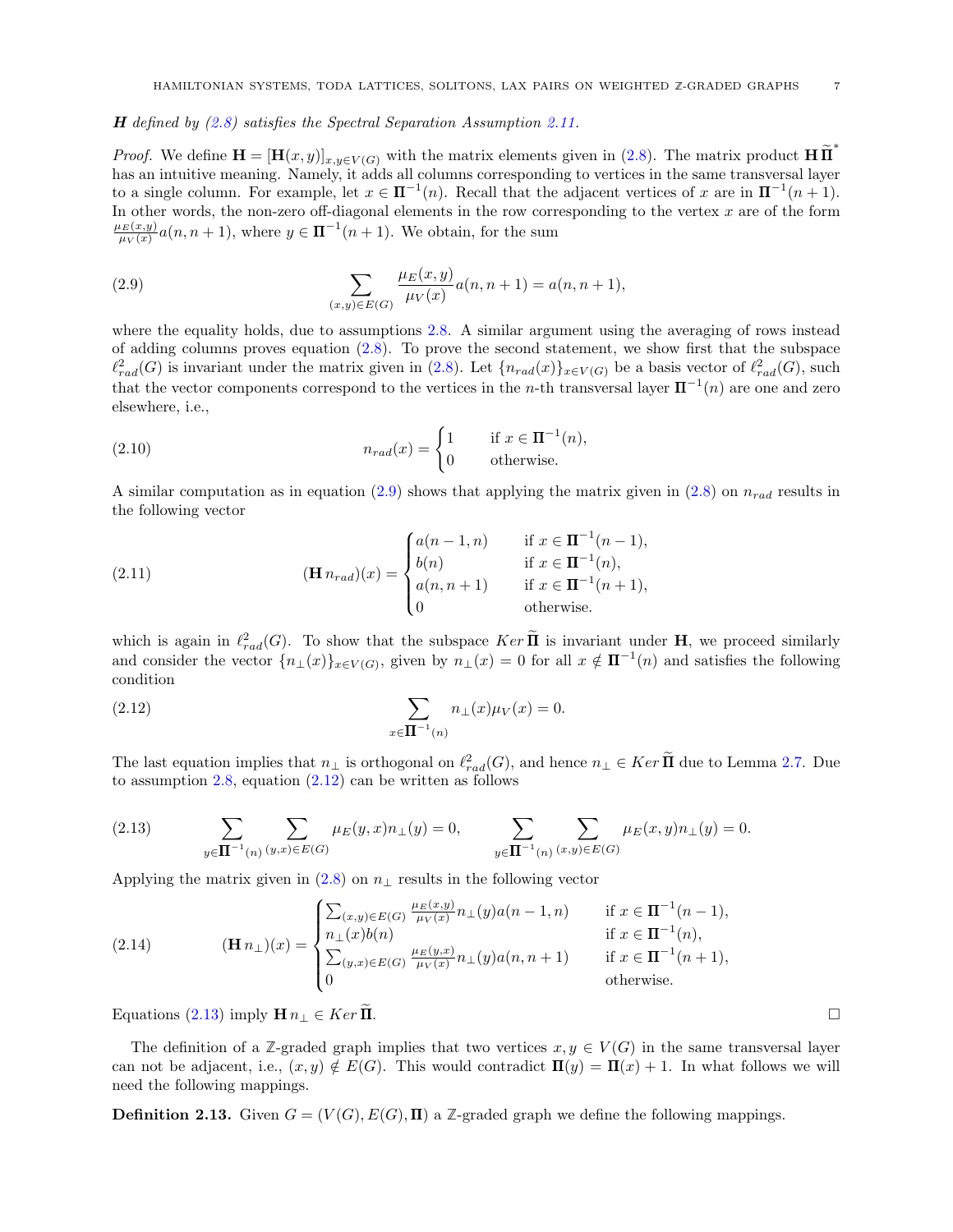***H** defined by (2.8) satisfies the Spectral Separation Assumption 2.11.*

*Proof.* We define $\mathbf{H} = [\mathbf{H}(x,y)]_{x,y\in V(G)}$ with the matrix elements given in (2.8). The matrix product $\mathbf{H}\,\widetilde{\mathbf{\Pi}}^*$ has an intuitive meaning. Namely, it adds all columns corresponding to vertices in the same transversal layer to a single column. For example, let $x \in \mathbf{\Pi}^{-1}(n)$. Recall that the adjacent vertices of $x$ are in $\mathbf{\Pi}^{-1}(n+1)$. In other words, the non-zero off-diagonal elements in the row corresponding to the vertex $x$ are of the form $\frac{\mu_E(x,y)}{\mu_V(x)} a(n,n+1)$, where $y \in \mathbf{\Pi}^{-1}(n+1)$. We obtain, for the sum

$$\sum_{(x,y)\in E(G)} \frac{\mu_E(x,y)}{\mu_V(x)} a(n,n+1) = a(n,n+1), \tag{2.9}$$

where the equality holds, due to assumptions 2.8. A similar argument using the averaging of rows instead of adding columns proves equation (2.8). To prove the second statement, we show first that the subspace $\ell^2_{rad}(G)$ is invariant under the matrix given in (2.8). Let $\{n_{rad}(x)\}_{x\in V(G)}$ be a basis vector of $\ell^2_{rad}(G)$, such that the vector components correspond to the vertices in the $n$-th transversal layer $\mathbf{\Pi}^{-1}(n)$ are one and zero elsewhere, i.e.,

$$n_{rad}(x) = \begin{cases} 1 & \text{if } x \in \mathbf{\Pi}^{-1}(n), \\ 0 & \text{otherwise.} \end{cases} \tag{2.10}$$

A similar computation as in equation (2.9) shows that applying the matrix given in (2.8) on $n_{rad}$ results in the following vector

$$(\mathbf{H}\, n_{rad})(x) = \begin{cases} a(n-1,n) & \text{if } x \in \mathbf{\Pi}^{-1}(n-1), \\ b(n) & \text{if } x \in \mathbf{\Pi}^{-1}(n), \\ a(n,n+1) & \text{if } x \in \mathbf{\Pi}^{-1}(n+1), \\ 0 & \text{otherwise.} \end{cases} \tag{2.11}$$

which is again in $\ell^2_{rad}(G)$. To show that the subspace $Ker\,\widetilde{\mathbf{\Pi}}$ is invariant under $\mathbf{H}$, we proceed similarly and consider the vector $\{n_\perp(x)\}_{x\in V(G)}$, given by $n_\perp(x) = 0$ for all $x \notin \mathbf{\Pi}^{-1}(n)$ and satisfies the following condition

$$\sum_{x\in\mathbf{\Pi}^{-1}(n)} n_\perp(x)\mu_V(x) = 0. \tag{2.12}$$

The last equation implies that $n_\perp$ is orthogonal on $\ell^2_{rad}(G)$, and hence $n_\perp \in Ker\,\widetilde{\mathbf{\Pi}}$ due to Lemma 2.7. Due to assumption 2.8, equation (2.12) can be written as follows

$$\sum_{y\in\mathbf{\Pi}^{-1}(n)} \sum_{(y,x)\in E(G)} \mu_E(y,x) n_\perp(y) = 0, \qquad \sum_{y\in\mathbf{\Pi}^{-1}(n)} \sum_{(x,y)\in E(G)} \mu_E(x,y) n_\perp(y) = 0. \tag{2.13}$$

Applying the matrix given in (2.8) on $n_\perp$ results in the following vector

$$(\mathbf{H}\, n_\perp)(x) = \begin{cases} \sum_{(x,y)\in E(G)} \frac{\mu_E(x,y)}{\mu_V(x)} n_\perp(y) a(n-1,n) & \text{if } x \in \mathbf{\Pi}^{-1}(n-1), \\ n_\perp(x) b(n) & \text{if } x \in \mathbf{\Pi}^{-1}(n), \\ \sum_{(y,x)\in E(G)} \frac{\mu_E(y,x)}{\mu_V(x)} n_\perp(y) a(n,n+1) & \text{if } x \in \mathbf{\Pi}^{-1}(n+1), \\ 0 & \text{otherwise.} \end{cases} \tag{2.14}$$

Equations (2.13) imply $\mathbf{H}\, n_\perp \in Ker\,\widetilde{\mathbf{\Pi}}$. $\square$

The definition of a $\mathbb{Z}$-graded graph implies that two vertices $x, y \in V(G)$ in the same transversal layer can not be adjacent, i.e., $(x,y) \notin E(G)$. This would contradict $\mathbf{\Pi}(y) = \mathbf{\Pi}(x) + 1$. In what follows we will need the following mappings.

**Definition 2.13.** Given $G = (V(G), E(G), \mathbf{\Pi})$ a $\mathbb{Z}$-graded graph we define the following mappings.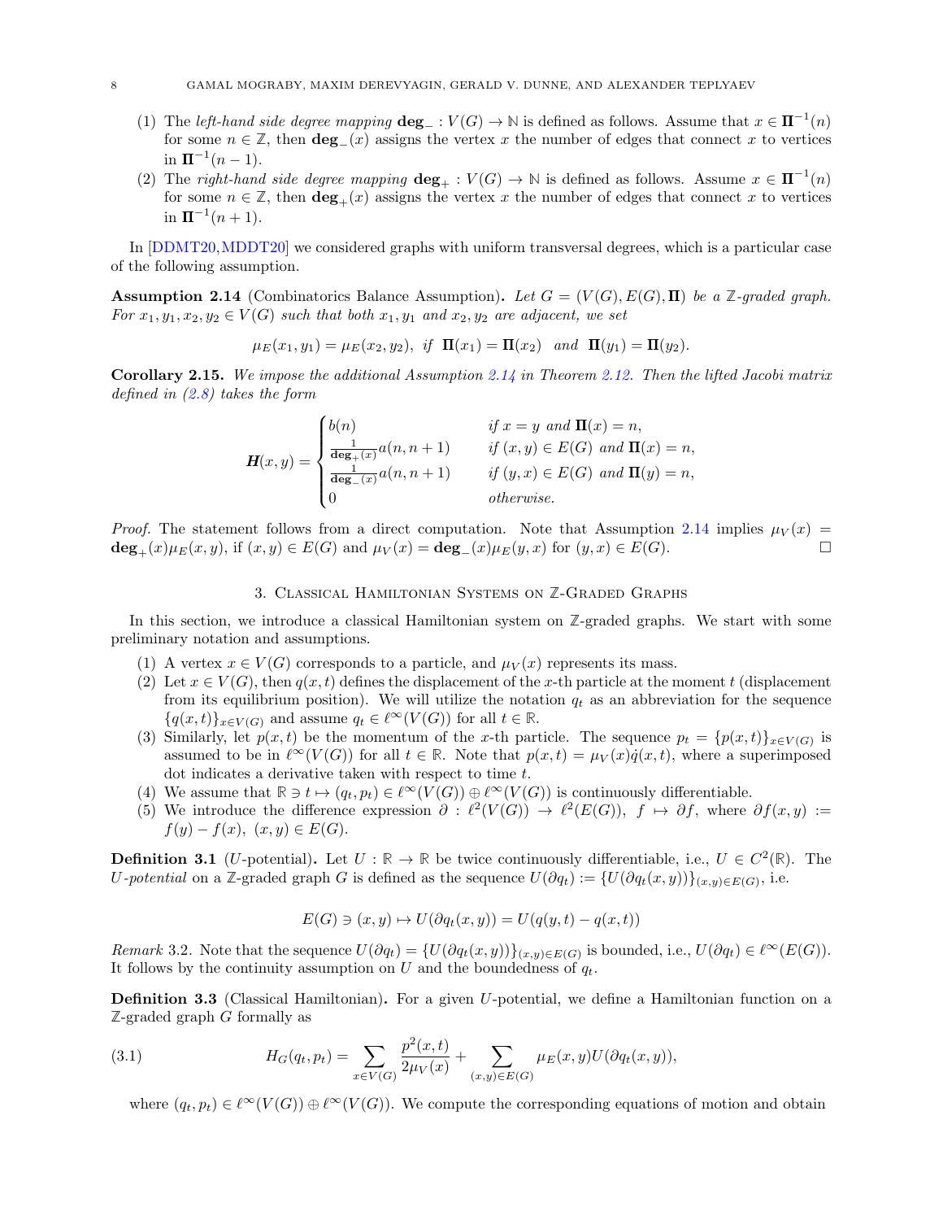(1) The *left-hand side degree mapping* $\mathbf{deg}_- : V(G) \to \mathbb{N}$ is defined as follows. Assume that $x \in \mathbf{\Pi}^{-1}(n)$ for some $n \in \mathbb{Z}$, then $\mathbf{deg}_-(x)$ assigns the vertex $x$ the number of edges that connect $x$ to vertices in $\mathbf{\Pi}^{-1}(n-1)$.

(2) The *right-hand side degree mapping* $\mathbf{deg}_+ : V(G) \to \mathbb{N}$ is defined as follows. Assume $x \in \mathbf{\Pi}^{-1}(n)$ for some $n \in \mathbb{Z}$, then $\mathbf{deg}_+(x)$ assigns the vertex $x$ the number of edges that connect $x$ to vertices in $\mathbf{\Pi}^{-1}(n+1)$.

In [DDMT20, MDDT20] we considered graphs with uniform transversal degrees, which is a particular case of the following assumption.

**Assumption 2.14** (Combinatorics Balance Assumption)**.** *Let $G = (V(G), E(G), \mathbf{\Pi})$ be a $\mathbb{Z}$-graded graph. For $x_1, y_1, x_2, y_2 \in V(G)$ such that both $x_1, y_1$ and $x_2, y_2$ are adjacent, we set*

$$\mu_E(x_1, y_1) = \mu_E(x_2, y_2), \text{ if } \mathbf{\Pi}(x_1) = \mathbf{\Pi}(x_2) \text{ and } \mathbf{\Pi}(y_1) = \mathbf{\Pi}(y_2).$$

**Corollary 2.15.** *We impose the additional Assumption 2.14 in Theorem 2.12. Then the lifted Jacobi matrix defined in (2.8) takes the form*

$$\boldsymbol{H}(x,y) = \begin{cases} b(n) & \text{if } x = y \text{ and } \mathbf{\Pi}(x) = n, \\ \frac{1}{\mathbf{deg}_+(x)} a(n, n+1) & \text{if } (x,y) \in E(G) \text{ and } \mathbf{\Pi}(x) = n, \\ \frac{1}{\mathbf{deg}_-(x)} a(n, n+1) & \text{if } (y,x) \in E(G) \text{ and } \mathbf{\Pi}(y) = n, \\ 0 & \text{otherwise.} \end{cases}$$

*Proof.* The statement follows from a direct computation. Note that Assumption 2.14 implies $\mu_V(x) = \mathbf{deg}_+(x)\mu_E(x,y)$, if $(x,y) \in E(G)$ and $\mu_V(x) = \mathbf{deg}_-(x)\mu_E(y,x)$ for $(y,x) \in E(G)$. $\square$

## 3. Classical Hamiltonian Systems on $\mathbb{Z}$-Graded Graphs

In this section, we introduce a classical Hamiltonian system on $\mathbb{Z}$-graded graphs. We start with some preliminary notation and assumptions.

(1) A vertex $x \in V(G)$ corresponds to a particle, and $\mu_V(x)$ represents its mass.

(2) Let $x \in V(G)$, then $q(x,t)$ defines the displacement of the $x$-th particle at the moment $t$ (displacement from its equilibrium position). We will utilize the notation $q_t$ as an abbreviation for the sequence $\{q(x,t)\}_{x \in V(G)}$ and assume $q_t \in \ell^\infty(V(G))$ for all $t \in \mathbb{R}$.

(3) Similarly, let $p(x,t)$ be the momentum of the $x$-th particle. The sequence $p_t = \{p(x,t)\}_{x \in V(G)}$ is assumed to be in $\ell^\infty(V(G))$ for all $t \in \mathbb{R}$. Note that $p(x,t) = \mu_V(x)\dot{q}(x,t)$, where a superimposed dot indicates a derivative taken with respect to time $t$.

(4) We assume that $\mathbb{R} \ni t \mapsto (q_t, p_t) \in \ell^\infty(V(G)) \oplus \ell^\infty(V(G))$ is continuously differentiable.

(5) We introduce the difference expression $\partial : \ell^2(V(G)) \to \ell^2(E(G)),\ f \mapsto \partial f$, where $\partial f(x,y) := f(y) - f(x),\ (x,y) \in E(G)$.

**Definition 3.1** ($U$-potential)**.** Let $U : \mathbb{R} \to \mathbb{R}$ be twice continuously differentiable, i.e., $U \in C^2(\mathbb{R})$. The *$U$-potential* on a $\mathbb{Z}$-graded graph $G$ is defined as the sequence $U(\partial q_t) := \{U(\partial q_t(x,y))\}_{(x,y) \in E(G)}$, i.e.

$$E(G) \ni (x,y) \mapsto U(\partial q_t(x,y)) = U(q(y,t) - q(x,t))$$

*Remark* 3.2. Note that the sequence $U(\partial q_t) = \{U(\partial q_t(x,y))\}_{(x,y) \in E(G)}$ is bounded, i.e., $U(\partial q_t) \in \ell^\infty(E(G))$. It follows by the continuity assumption on $U$ and the boundedness of $q_t$.

**Definition 3.3** (Classical Hamiltonian)**.** For a given $U$-potential, we define a Hamiltonian function on a $\mathbb{Z}$-graded graph $G$ formally as

$$H_G(q_t, p_t) = \sum_{x \in V(G)} \frac{p^2(x,t)}{2\mu_V(x)} + \sum_{(x,y) \in E(G)} \mu_E(x,y) U(\partial q_t(x,y)), \tag{3.1}$$

where $(q_t, p_t) \in \ell^\infty(V(G)) \oplus \ell^\infty(V(G))$. We compute the corresponding equations of motion and obtain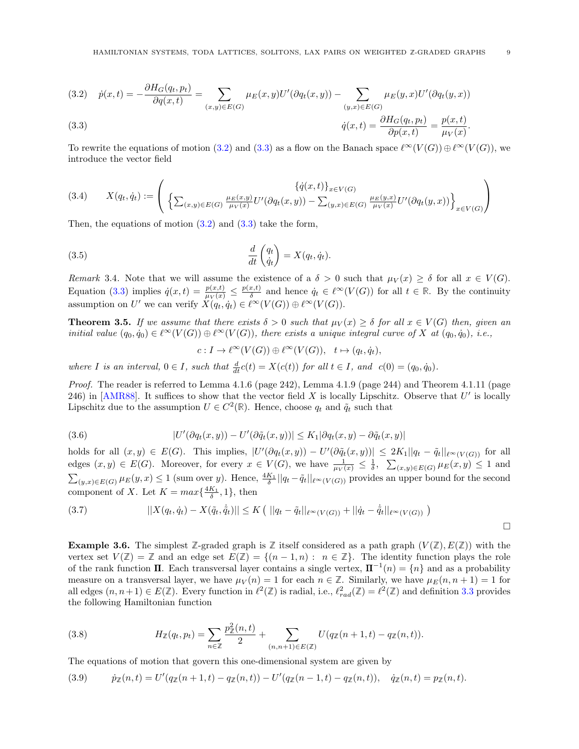$$(3.2)\quad \dot{p}(x,t) = -\frac{\partial H_G(q_t,p_t)}{\partial q(x,t)} = \sum_{(x,y)\in E(G)} \mu_E(x,y) U'(\partial q_t(x,y)) - \sum_{(y,x)\in E(G)} \mu_E(y,x) U'(\partial q_t(y,x))$$

$$(3.3)\quad \dot{q}(x,t) = \frac{\partial H_G(q_t,p_t)}{\partial p(x,t)} = \frac{p(x,t)}{\mu_V(x)}.$$

To rewrite the equations of motion (3.2) and (3.3) as a flow on the Banach space $\ell^\infty(V(G)) \oplus \ell^\infty(V(G))$, we introduce the vector field

$$(3.4)\quad X(q_t,\dot{q}_t) := \begin{pmatrix} \{\dot{q}(x,t)\}_{x\in V(G)} \\ \left\{ \sum_{(x,y)\in E(G)} \frac{\mu_E(x,y)}{\mu_V(x)} U'(\partial q_t(x,y)) - \sum_{(y,x)\in E(G)} \frac{\mu_E(y,x)}{\mu_V(x)} U'(\partial q_t(y,x)) \right\}_{x\in V(G)} \end{pmatrix}$$

Then, the equations of motion (3.2) and (3.3) take the form,

$$(3.5)\quad \frac{d}{dt}\begin{pmatrix} q_t \\ \dot{q}_t \end{pmatrix} = X(q_t,\dot{q}_t).$$

*Remark* 3.4. Note that we will assume the existence of a $\delta > 0$ such that $\mu_V(x) \geq \delta$ for all $x \in V(G)$. Equation (3.3) implies $\dot{q}(x,t) = \frac{p(x,t)}{\mu_V(x)} \leq \frac{p(x,t)}{\delta}$ and hence $\dot{q}_t \in \ell^\infty(V(G))$ for all $t \in \mathbb{R}$. By the continuity assumption on $U'$ we can verify $X(q_t,\dot{q}_t) \in \ell^\infty(V(G)) \oplus \ell^\infty(V(G))$.

**Theorem 3.5.** *If we assume that there exists $\delta > 0$ such that $\mu_V(x) \geq \delta$ for all $x \in V(G)$ then, given an initial value $(q_0,\dot{q}_0) \in \ell^\infty(V(G)) \oplus \ell^\infty(V(G))$, there exists a unique integral curve of $X$ at $(q_0,\dot{q}_0)$, i.e.,*

$$c : I \to \ell^\infty(V(G)) \oplus \ell^\infty(V(G)), \quad t \mapsto (q_t,\dot{q}_t),$$

*where $I$ is an interval, $0 \in I$, such that $\frac{d}{dt}c(t) = X(c(t))$ for all $t \in I$, and $c(0) = (q_0,\dot{q}_0)$.*

*Proof.* The reader is referred to Lemma 4.1.6 (page 242), Lemma 4.1.9 (page 244) and Theorem 4.1.11 (page 246) in [AMR88]. It suffices to show that the vector field $X$ is locally Lipschitz. Observe that $U'$ is locally Lipschitz due to the assumption $U \in C^2(\mathbb{R})$. Hence, choose $q_t$ and $\tilde{q}_t$ such that

$$(3.6)\quad |U'(\partial q_t(x,y)) - U'(\partial \tilde{q}_t(x,y))| \leq K_1 |\partial q_t(x,y) - \partial \tilde{q}_t(x,y)|$$

holds for all $(x,y) \in E(G)$. This implies, $|U'(\partial q_t(x,y)) - U'(\partial \tilde{q}_t(x,y))| \leq 2K_1 ||q_t - \tilde{q}_t||_{\ell^\infty(V(G))}$ for all edges $(x,y) \in E(G)$. Moreover, for every $x \in V(G)$, we have $\frac{1}{\mu_V(x)} \leq \frac{1}{\delta}$, $\sum_{(x,y)\in E(G)} \mu_E(x,y) \leq 1$ and $\sum_{(y,x)\in E(G)} \mu_E(y,x) \leq 1$ (sum over $y$). Hence, $\frac{4K_1}{\delta} ||q_t - \tilde{q}_t||_{\ell^\infty(V(G))}$ provides an upper bound for the second component of $X$. Let $K = max\{\frac{4K_1}{\delta}, 1\}$, then

$$(3.7)\quad ||X(q_t,\dot{q}_t) - X(\tilde{q}_t,\dot{\tilde{q}}_t)|| \leq K\left( ||q_t - \tilde{q}_t||_{\ell^\infty(V(G))} + ||\dot{q}_t - \dot{\tilde{q}}_t||_{\ell^\infty(V(G))} \right)$$

□

**Example 3.6.** The simplest $\mathbb{Z}$-graded graph is $\mathbb{Z}$ itself considered as a path graph $(V(\mathbb{Z}), E(\mathbb{Z}))$ with the vertex set $V(\mathbb{Z}) = \mathbb{Z}$ and an edge set $E(\mathbb{Z}) = \{(n-1,n) :\ n \in \mathbb{Z}\}$. The identity function plays the role of the rank function $\mathbf{\Pi}$. Each transversal layer contains a single vertex, $\mathbf{\Pi}^{-1}(n) = \{n\}$ and as a probability measure on a transversal layer, we have $\mu_V(n) = 1$ for each $n \in \mathbb{Z}$. Similarly, we have $\mu_E(n,n+1) = 1$ for all edges $(n,n+1) \in E(\mathbb{Z})$. Every function in $\ell^2(\mathbb{Z})$ is radial, i.e., $\ell^2_{rad}(\mathbb{Z}) = \ell^2(\mathbb{Z})$ and definition 3.3 provides the following Hamiltonian function

$$(3.8)\quad H_{\mathbb{Z}}(q_t,p_t) = \sum_{n\in\mathbb{Z}} \frac{p^2_{\mathbb{Z}}(n,t)}{2} + \sum_{(n,n+1)\in E(\mathbb{Z})} U(q_{\mathbb{Z}}(n+1,t) - q_{\mathbb{Z}}(n,t)).$$

The equations of motion that govern this one-dimensional system are given by

$$(3.9)\quad \dot{p}_{\mathbb{Z}}(n,t) = U'(q_{\mathbb{Z}}(n+1,t) - q_{\mathbb{Z}}(n,t)) - U'(q_{\mathbb{Z}}(n-1,t) - q_{\mathbb{Z}}(n,t)), \quad \dot{q}_{\mathbb{Z}}(n,t) = p_{\mathbb{Z}}(n,t).$$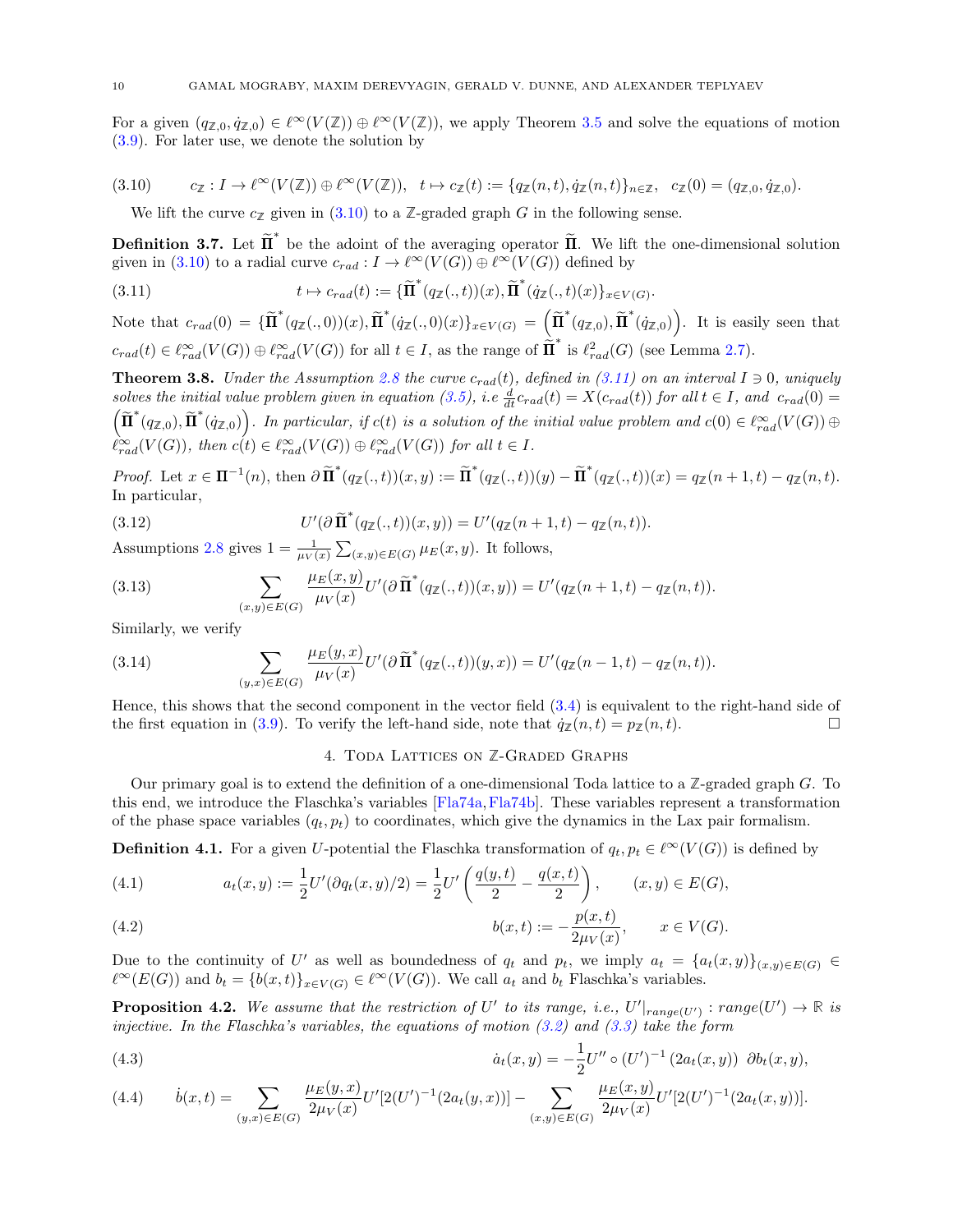For a given $(q_{\mathbb{Z},0}, \dot{q}_{\mathbb{Z},0}) \in \ell^\infty(V(\mathbb{Z})) \oplus \ell^\infty(V(\mathbb{Z}))$, we apply Theorem 3.5 and solve the equations of motion (3.9). For later use, we denote the solution by

$$c_{\mathbb{Z}} : I \to \ell^\infty(V(\mathbb{Z})) \oplus \ell^\infty(V(\mathbb{Z})), \quad t \mapsto c_{\mathbb{Z}}(t) := \{q_{\mathbb{Z}}(n,t), \dot{q}_{\mathbb{Z}}(n,t)\}_{n\in\mathbb{Z}}, \quad c_{\mathbb{Z}}(0) = (q_{\mathbb{Z},0}, \dot{q}_{\mathbb{Z},0}). \tag{3.10}$$

We lift the curve $c_{\mathbb{Z}}$ given in (3.10) to a $\mathbb{Z}$-graded graph $G$ in the following sense.

**Definition 3.7.** Let $\widetilde{\mathbf{\Pi}}^*$ be the adoint of the averaging operator $\widetilde{\mathbf{\Pi}}$. We lift the one-dimensional solution given in (3.10) to a radial curve $c_{rad} : I \to \ell^\infty(V(G)) \oplus \ell^\infty(V(G))$ defined by

$$t \mapsto c_{rad}(t) := \{\widetilde{\mathbf{\Pi}}^*(q_{\mathbb{Z}}(.,t))(x), \widetilde{\mathbf{\Pi}}^*(\dot{q}_{\mathbb{Z}}(.,t)(x)\}_{x\in V(G)}. \tag{3.11}$$

Note that $c_{rad}(0) = \{\widetilde{\mathbf{\Pi}}^*(q_{\mathbb{Z}}(.,0))(x), \widetilde{\mathbf{\Pi}}^*(\dot{q}_{\mathbb{Z}}(.,0)(x)\}_{x\in V(G)} = \left(\widetilde{\mathbf{\Pi}}^*(q_{\mathbb{Z},0}), \widetilde{\mathbf{\Pi}}^*(\dot{q}_{\mathbb{Z},0})\right)$. It is easily seen that $c_{rad}(t) \in \ell^\infty_{rad}(V(G)) \oplus \ell^\infty_{rad}(V(G))$ for all $t \in I$, as the range of $\widetilde{\mathbf{\Pi}}^*$ is $\ell^2_{rad}(G)$ (see Lemma 2.7).

**Theorem 3.8.** *Under the Assumption 2.8 the curve $c_{rad}(t)$, defined in (3.11) on an interval $I \ni 0$, uniquely solves the initial value problem given in equation (3.5), i.e $\frac{d}{dt}c_{rad}(t) = X(c_{rad}(t))$ for all $t \in I$, and $c_{rad}(0) = \left(\widetilde{\mathbf{\Pi}}^*(q_{\mathbb{Z},0}), \widetilde{\mathbf{\Pi}}^*(\dot{q}_{\mathbb{Z},0})\right)$. In particular, if $c(t)$ is a solution of the initial value problem and $c(0) \in \ell^\infty_{rad}(V(G)) \oplus \ell^\infty_{rad}(V(G))$, then $c(t) \in \ell^\infty_{rad}(V(G)) \oplus \ell^\infty_{rad}(V(G))$ for all $t \in I$.*

*Proof.* Let $x \in \mathbf{\Pi}^{-1}(n)$, then $\partial\,\widetilde{\mathbf{\Pi}}^*(q_{\mathbb{Z}}(.,t))(x,y) := \widetilde{\mathbf{\Pi}}^*(q_{\mathbb{Z}}(.,t))(y) - \widetilde{\mathbf{\Pi}}^*(q_{\mathbb{Z}}(.,t))(x) = q_{\mathbb{Z}}(n+1,t) - q_{\mathbb{Z}}(n,t)$. In particular,

$$U'(\partial\,\widetilde{\mathbf{\Pi}}^*(q_{\mathbb{Z}}(.,t))(x,y)) = U'(q_{\mathbb{Z}}(n+1,t) - q_{\mathbb{Z}}(n,t)). \tag{3.12}$$

Assumptions 2.8 gives $1 = \frac{1}{\mu_V(x)}\sum_{(x,y)\in E(G)} \mu_E(x,y)$. It follows,

$$\sum_{(x,y)\in E(G)} \frac{\mu_E(x,y)}{\mu_V(x)} U'(\partial\,\widetilde{\mathbf{\Pi}}^*(q_{\mathbb{Z}}(.,t))(x,y)) = U'(q_{\mathbb{Z}}(n+1,t) - q_{\mathbb{Z}}(n,t)). \tag{3.13}$$

Similarly, we verify

$$\sum_{(y,x)\in E(G)} \frac{\mu_E(y,x)}{\mu_V(x)} U'(\partial\,\widetilde{\mathbf{\Pi}}^*(q_{\mathbb{Z}}(.,t))(y,x)) = U'(q_{\mathbb{Z}}(n-1,t) - q_{\mathbb{Z}}(n,t)). \tag{3.14}$$

Hence, this shows that the second component in the vector field (3.4) is equivalent to the right-hand side of the first equation in (3.9). To verify the left-hand side, note that $\dot{q}_{\mathbb{Z}}(n,t) = p_{\mathbb{Z}}(n,t)$. $\square$

## 4. Toda Lattices on $\mathbb{Z}$-Graded Graphs

Our primary goal is to extend the definition of a one-dimensional Toda lattice to a $\mathbb{Z}$-graded graph $G$. To this end, we introduce the Flaschka's variables [Fla74a, Fla74b]. These variables represent a transformation of the phase space variables $(q_t, p_t)$ to coordinates, which give the dynamics in the Lax pair formalism.

**Definition 4.1.** For a given $U$-potential the Flaschka transformation of $q_t, p_t \in \ell^\infty(V(G))$ is defined by

$$a_t(x,y) := \frac{1}{2}U'(\partial q_t(x,y)/2) = \frac{1}{2}U'\left(\frac{q(y,t)}{2} - \frac{q(x,t)}{2}\right), \qquad (x,y) \in E(G), \tag{4.1}$$

$$b(x,t) := -\frac{p(x,t)}{2\mu_V(x)}, \qquad x \in V(G). \tag{4.2}$$

Due to the continuity of $U'$ as well as boundedness of $q_t$ and $p_t$, we imply $a_t = \{a_t(x,y)\}_{(x,y)\in E(G)} \in \ell^\infty(E(G))$ and $b_t = \{b(x,t)\}_{x\in V(G)} \in \ell^\infty(V(G))$. We call $a_t$ and $b_t$ Flaschka's variables.

**Proposition 4.2.** *We assume that the restriction of $U'$ to its range, i.e., $U'|_{range(U')} : range(U') \to \mathbb{R}$ is injective. In the Flaschka's variables, the equations of motion (3.2) and (3.3) take the form*

$$\dot{a}_t(x,y) = -\frac{1}{2}U'' \circ (U')^{-1}\left(2a_t(x,y)\right)\ \partial b_t(x,y), \tag{4.3}$$

$$\dot{b}(x,t) = \sum_{(y,x)\in E(G)} \frac{\mu_E(y,x)}{2\mu_V(x)} U'[2(U')^{-1}(2a_t(y,x))] - \sum_{(x,y)\in E(G)} \frac{\mu_E(x,y)}{2\mu_V(x)} U'[2(U')^{-1}(2a_t(x,y))]. \tag{4.4}$$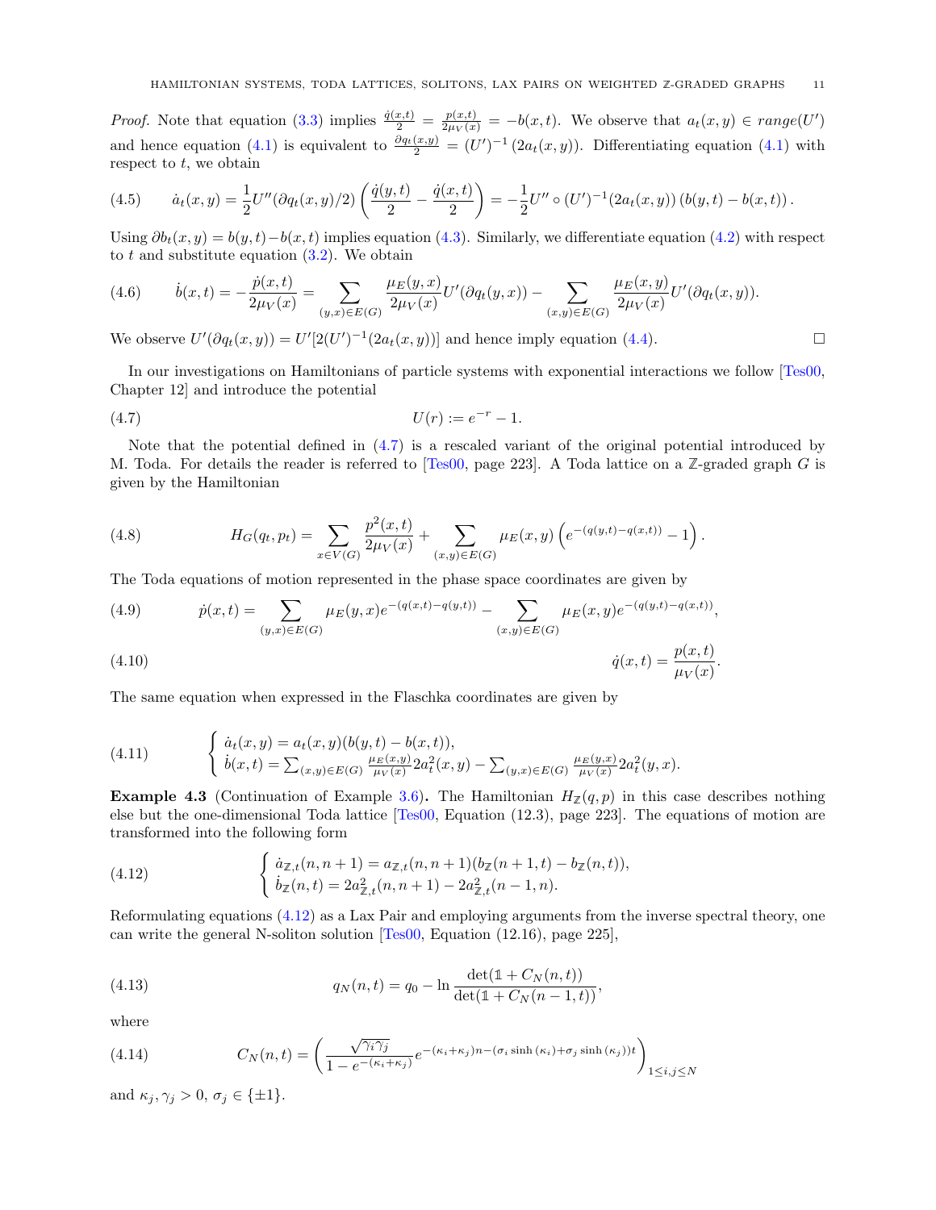*Proof.* Note that equation (3.3) implies $\frac{\dot{q}(x,t)}{2} = \frac{p(x,t)}{2\mu_V(x)} = -b(x,t)$. We observe that $a_t(x,y) \in range(U')$ and hence equation (4.1) is equivalent to $\frac{\partial q_t(x,y)}{2} = (U')^{-1}(2a_t(x,y))$. Differentiating equation (4.1) with respect to $t$, we obtain

$$\dot{a}_t(x,y) = \frac{1}{2}U''(\partial q_t(x,y)/2)\left(\frac{\dot{q}(y,t)}{2} - \frac{\dot{q}(x,t)}{2}\right) = -\frac{1}{2}U'' \circ (U')^{-1}(2a_t(x,y))\,(b(y,t) - b(x,t))\,. \tag{4.5}$$

Using $\partial b_t(x,y) = b(y,t) - b(x,t)$ implies equation (4.3). Similarly, we differentiate equation (4.2) with respect to $t$ and substitute equation (3.2). We obtain

$$\dot{b}(x,t) = -\frac{\dot{p}(x,t)}{2\mu_V(x)} = \sum_{(y,x)\in E(G)} \frac{\mu_E(y,x)}{2\mu_V(x)} U'(\partial q_t(y,x)) - \sum_{(x,y)\in E(G)} \frac{\mu_E(x,y)}{2\mu_V(x)} U'(\partial q_t(x,y)). \tag{4.6}$$

We observe $U'(\partial q_t(x,y)) = U'[2(U')^{-1}(2a_t(x,y))]$ and hence imply equation (4.4). $\square$

In our investigations on Hamiltonians of particle systems with exponential interactions we follow [Tes00, Chapter 12] and introduce the potential

$$U(r) := e^{-r} - 1. \tag{4.7}$$

Note that the potential defined in (4.7) is a rescaled variant of the original potential introduced by M. Toda. For details the reader is referred to [Tes00, page 223]. A Toda lattice on a $\mathbb{Z}$-graded graph $G$ is given by the Hamiltonian

$$H_G(q_t, p_t) = \sum_{x\in V(G)} \frac{p^2(x,t)}{2\mu_V(x)} + \sum_{(x,y)\in E(G)} \mu_E(x,y)\left(e^{-(q(y,t)-q(x,t))} - 1\right). \tag{4.8}$$

The Toda equations of motion represented in the phase space coordinates are given by

$$\dot{p}(x,t) = \sum_{(y,x)\in E(G)} \mu_E(y,x) e^{-(q(x,t)-q(y,t))} - \sum_{(x,y)\in E(G)} \mu_E(x,y) e^{-(q(y,t)-q(x,t))}, \tag{4.9}$$

$$\dot{q}(x,t) = \frac{p(x,t)}{\mu_V(x)}. \tag{4.10}$$

The same equation when expressed in the Flaschka coordinates are given by

$$\begin{cases} \dot{a}_t(x,y) = a_t(x,y)(b(y,t) - b(x,t)), \\ \dot{b}(x,t) = \sum_{(x,y)\in E(G)} \frac{\mu_E(x,y)}{\mu_V(x)} 2a_t^2(x,y) - \sum_{(y,x)\in E(G)} \frac{\mu_E(y,x)}{\mu_V(x)} 2a_t^2(y,x). \end{cases} \tag{4.11}$$

**Example 4.3** (Continuation of Example 3.6)**.** The Hamiltonian $H_{\mathbb{Z}}(q,p)$ in this case describes nothing else but the one-dimensional Toda lattice [Tes00, Equation (12.3), page 223]. The equations of motion are transformed into the following form

$$\begin{cases} \dot{a}_{\mathbb{Z},t}(n,n+1) = a_{\mathbb{Z},t}(n,n+1)(b_{\mathbb{Z}}(n+1,t) - b_{\mathbb{Z}}(n,t)), \\ \dot{b}_{\mathbb{Z}}(n,t) = 2a_{\mathbb{Z},t}^2(n,n+1) - 2a_{\mathbb{Z},t}^2(n-1,n). \end{cases} \tag{4.12}$$

Reformulating equations (4.12) as a Lax Pair and employing arguments from the inverse spectral theory, one can write the general N-soliton solution [Tes00, Equation (12.16), page 225],

$$q_N(n,t) = q_0 - \ln \frac{\det(\mathbb{1} + C_N(n,t))}{\det(\mathbb{1} + C_N(n-1,t))}, \tag{4.13}$$

where

$$C_N(n,t) = \left(\frac{\sqrt{\gamma_i\gamma_j}}{1 - e^{-(\kappa_i+\kappa_j)}} e^{-(\kappa_i+\kappa_j)n - (\sigma_i \sinh(\kappa_i) + \sigma_j \sinh(\kappa_j))t}\right)_{1\le i,j\le N} \tag{4.14}$$

and $\kappa_j, \gamma_j > 0$, $\sigma_j \in \{\pm 1\}$.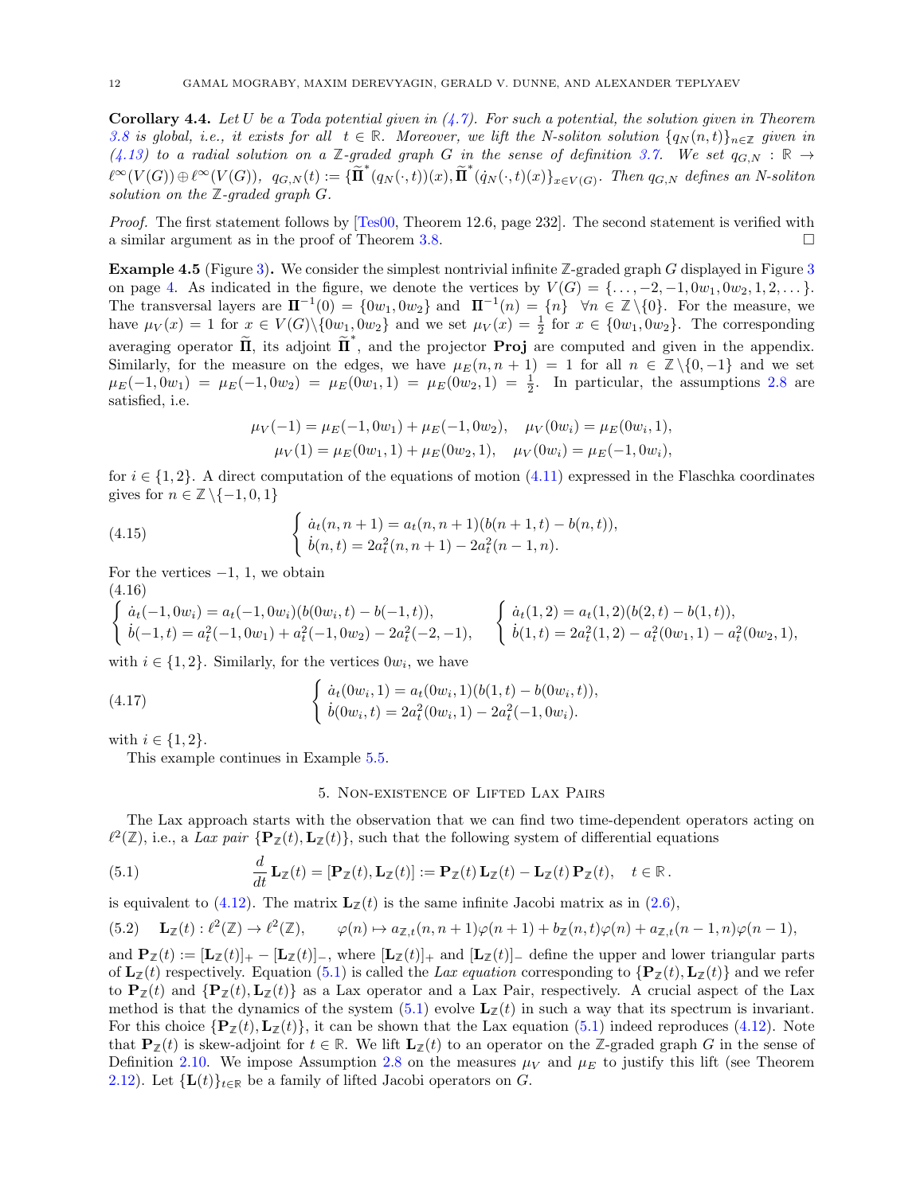**Corollary 4.4.** *Let $U$ be a Toda potential given in (4.7). For such a potential, the solution given in Theorem 3.8 is global, i.e., it exists for all $t \in \mathbb{R}$. Moreover, we lift the $N$-soliton solution $\{q_N(n,t)\}_{n\in\mathbb{Z}}$ given in (4.13) to a radial solution on a $\mathbb{Z}$-graded graph $G$ in the sense of definition 3.7. We set $q_{G,N} : \mathbb{R} \to \ell^\infty(V(G)) \oplus \ell^\infty(V(G))$, $q_{G,N}(t) := \{\widetilde{\mathbf{\Pi}}^*(q_N(\cdot,t))(x), \widetilde{\mathbf{\Pi}}^*(\dot{q}_N(\cdot,t)(x)\}_{x\in V(G)}$. Then $q_{G,N}$ defines an $N$-soliton solution on the $\mathbb{Z}$-graded graph $G$.*

*Proof.* The first statement follows by [Tes00, Theorem 12.6, page 232]. The second statement is verified with a similar argument as in the proof of Theorem 3.8. □

**Example 4.5** (Figure 3)**.** We consider the simplest nontrivial infinite $\mathbb{Z}$-graded graph $G$ displayed in Figure 3 on page 4. As indicated in the figure, we denote the vertices by $V(G) = \{\dots,-2,-1,0w_1,0w_2,1,2,\dots\}$. The transversal layers are $\mathbf{\Pi}^{-1}(0) = \{0w_1, 0w_2\}$ and $\mathbf{\Pi}^{-1}(n) = \{n\} \quad \forall n \in \mathbb{Z}\setminus\{0\}$. For the measure, we have $\mu_V(x) = 1$ for $x \in V(G)\setminus\{0w_1,0w_2\}$ and we set $\mu_V(x) = \frac{1}{2}$ for $x \in \{0w_1,0w_2\}$. The corresponding averaging operator $\widetilde{\mathbf{\Pi}}$, its adjoint $\widetilde{\mathbf{\Pi}}^*$, and the projector $\mathbf{Proj}$ are computed and given in the appendix. Similarly, for the measure on the edges, we have $\mu_E(n,n+1) = 1$ for all $n \in \mathbb{Z}\setminus\{0,-1\}$ and we set $\mu_E(-1,0w_1) = \mu_E(-1,0w_2) = \mu_E(0w_1,1) = \mu_E(0w_2,1) = \frac{1}{2}$. In particular, the assumptions 2.8 are satisfied, i.e.

$$
\mu_V(-1) = \mu_E(-1,0w_1) + \mu_E(-1,0w_2), \quad \mu_V(0w_i) = \mu_E(0w_i,1),
$$
$$
\mu_V(1) = \mu_E(0w_1,1) + \mu_E(0w_2,1), \quad \mu_V(0w_i) = \mu_E(-1,0w_i),
$$

for $i \in \{1,2\}$. A direct computation of the equations of motion (4.11) expressed in the Flaschka coordinates gives for $n \in \mathbb{Z}\setminus\{-1,0,1\}$

$$
\begin{cases} \dot{a}_t(n,n+1) = a_t(n,n+1)(b(n+1,t) - b(n,t)), \\ \dot{b}(n,t) = 2a_t^2(n,n+1) - 2a_t^2(n-1,n). \end{cases} \tag{4.15}
$$

For the vertices $-1$, $1$, we obtain

$$
\begin{cases} \dot{a}_t(-1,0w_i) = a_t(-1,0w_i)(b(0w_i,t) - b(-1,t)), \\ \dot{b}(-1,t) = a_t^2(-1,0w_1) + a_t^2(-1,0w_2) - 2a_t^2(-2,-1), \end{cases} \qquad \begin{cases} \dot{a}_t(1,2) = a_t(1,2)(b(2,t) - b(1,t)), \\ \dot{b}(1,t) = 2a_t^2(1,2) - a_t^2(0w_1,1) - a_t^2(0w_2,1), \end{cases} \tag{4.16}
$$

with $i \in \{1,2\}$. Similarly, for the vertices $0w_i$, we have

$$
\begin{cases} \dot{a}_t(0w_i,1) = a_t(0w_i,1)(b(1,t) - b(0w_i,t)), \\ \dot{b}(0w_i,t) = 2a_t^2(0w_i,1) - 2a_t^2(-1,0w_i). \end{cases} \tag{4.17}
$$

with $i \in \{1,2\}$.

This example continues in Example 5.5.

## 5. Non-existence of Lifted Lax Pairs

The Lax approach starts with the observation that we can find two time-dependent operators acting on $\ell^2(\mathbb{Z})$, i.e., a *Lax pair* $\{\mathbf{P}_{\mathbb{Z}}(t), \mathbf{L}_{\mathbb{Z}}(t)\}$, such that the following system of differential equations

$$
\frac{d}{dt}\mathbf{L}_{\mathbb{Z}}(t) = [\mathbf{P}_{\mathbb{Z}}(t), \mathbf{L}_{\mathbb{Z}}(t)] := \mathbf{P}_{\mathbb{Z}}(t)\,\mathbf{L}_{\mathbb{Z}}(t) - \mathbf{L}_{\mathbb{Z}}(t)\,\mathbf{P}_{\mathbb{Z}}(t), \quad t \in \mathbb{R}\,. \tag{5.1}
$$

is equivalent to (4.12). The matrix $\mathbf{L}_{\mathbb{Z}}(t)$ is the same infinite Jacobi matrix as in (2.6),

$$
\mathbf{L}_{\mathbb{Z}}(t) : \ell^2(\mathbb{Z}) \to \ell^2(\mathbb{Z}), \qquad \varphi(n) \mapsto a_{\mathbb{Z},t}(n,n+1)\varphi(n+1) + b_{\mathbb{Z}}(n,t)\varphi(n) + a_{\mathbb{Z},t}(n-1,n)\varphi(n-1), \tag{5.2}
$$

and $\mathbf{P}_{\mathbb{Z}}(t) := [\mathbf{L}_{\mathbb{Z}}(t)]_+ - [\mathbf{L}_{\mathbb{Z}}(t)]_-$, where $[\mathbf{L}_{\mathbb{Z}}(t)]_+$ and $[\mathbf{L}_{\mathbb{Z}}(t)]_-$ define the upper and lower triangular parts of $\mathbf{L}_{\mathbb{Z}}(t)$ respectively. Equation (5.1) is called the *Lax equation* corresponding to $\{\mathbf{P}_{\mathbb{Z}}(t), \mathbf{L}_{\mathbb{Z}}(t)\}$ and we refer to $\mathbf{P}_{\mathbb{Z}}(t)$ and $\{\mathbf{P}_{\mathbb{Z}}(t), \mathbf{L}_{\mathbb{Z}}(t)\}$ as a Lax operator and a Lax Pair, respectively. A crucial aspect of the Lax method is that the dynamics of the system (5.1) evolve $\mathbf{L}_{\mathbb{Z}}(t)$ in such a way that its spectrum is invariant. For this choice $\{\mathbf{P}_{\mathbb{Z}}(t), \mathbf{L}_{\mathbb{Z}}(t)\}$, it can be shown that the Lax equation (5.1) indeed reproduces (4.12). Note that $\mathbf{P}_{\mathbb{Z}}(t)$ is skew-adjoint for $t \in \mathbb{R}$. We lift $\mathbf{L}_{\mathbb{Z}}(t)$ to an operator on the $\mathbb{Z}$-graded graph $G$ in the sense of Definition 2.10. We impose Assumption 2.8 on the measures $\mu_V$ and $\mu_E$ to justify this lift (see Theorem 2.12). Let $\{\mathbf{L}(t)\}_{t\in\mathbb{R}}$ be a family of lifted Jacobi operators on $G$.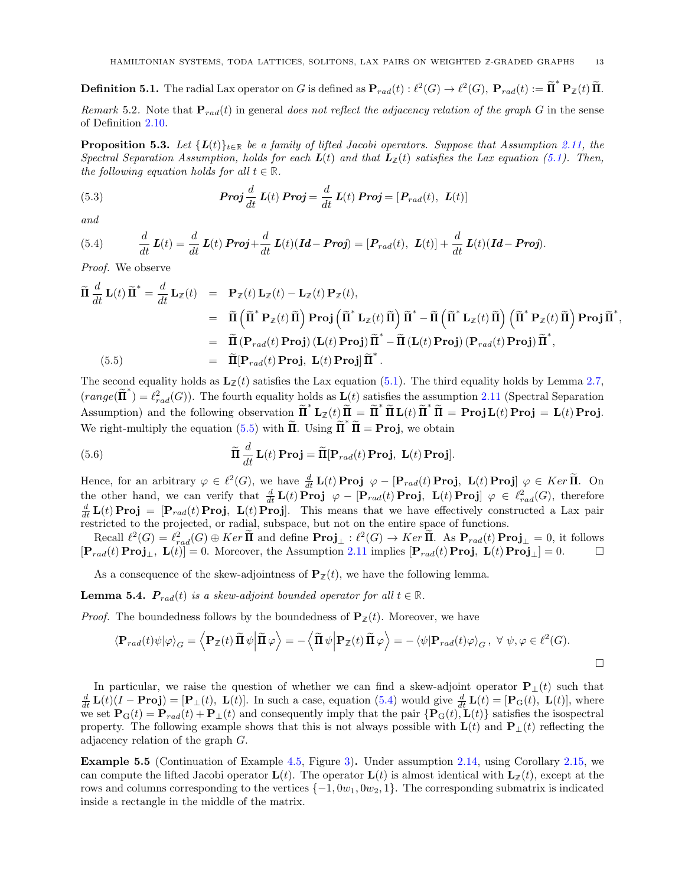**Definition 5.1.** The radial Lax operator on $G$ is defined as $\mathbf{P}_{rad}(t) : \ell^2(G) \to \ell^2(G)$, $\mathbf{P}_{rad}(t) := \widetilde{\mathbf{\Pi}}^* \, \mathbf{P}_{\mathbb{Z}}(t) \, \widetilde{\mathbf{\Pi}}$.

*Remark* 5.2. Note that $\mathbf{P}_{rad}(t)$ in general *does not reflect the adjacency relation of the graph $G$* in the sense of Definition 2.10.

**Proposition 5.3.** *Let $\{\boldsymbol{L}(t)\}_{t\in\mathbb{R}}$ be a family of lifted Jacobi operators. Suppose that Assumption 2.11, the Spectral Separation Assumption, holds for each $\boldsymbol{L}(t)$ and that $\boldsymbol{L}_{\mathbb{Z}}(t)$ satisfies the Lax equation (5.1). Then, the following equation holds for all $t \in \mathbb{R}$.*

$$\boldsymbol{Proj}\,\frac{d}{dt}\,\boldsymbol{L}(t)\,\boldsymbol{Proj} = \frac{d}{dt}\,\boldsymbol{L}(t)\,\boldsymbol{Proj} = [\boldsymbol{P}_{rad}(t),\ \boldsymbol{L}(t)] \tag{5.3}$$

*and*

$$\frac{d}{dt}\,\boldsymbol{L}(t) = \frac{d}{dt}\,\boldsymbol{L}(t)\,\boldsymbol{Proj} + \frac{d}{dt}\,\boldsymbol{L}(t)(\boldsymbol{Id} - \boldsymbol{Proj}) = [\boldsymbol{P}_{rad}(t),\ \boldsymbol{L}(t)] + \frac{d}{dt}\,\boldsymbol{L}(t)(\boldsymbol{Id} - \boldsymbol{Proj}). \tag{5.4}$$

*Proof.* We observe

$$\begin{aligned}
\widetilde{\mathbf{\Pi}}\,\frac{d}{dt}\,\mathbf{L}(t)\,\widetilde{\mathbf{\Pi}}^* = \frac{d}{dt}\,\mathbf{L}_{\mathbb{Z}}(t) &= \mathbf{P}_{\mathbb{Z}}(t)\,\mathbf{L}_{\mathbb{Z}}(t) - \mathbf{L}_{\mathbb{Z}}(t)\,\mathbf{P}_{\mathbb{Z}}(t),\\
&= \widetilde{\mathbf{\Pi}}\left(\widetilde{\mathbf{\Pi}}^*\,\mathbf{P}_{\mathbb{Z}}(t)\,\widetilde{\mathbf{\Pi}}\right)\mathbf{Proj}\left(\widetilde{\mathbf{\Pi}}^*\,\mathbf{L}_{\mathbb{Z}}(t)\,\widetilde{\mathbf{\Pi}}\right)\widetilde{\mathbf{\Pi}}^* - \widetilde{\mathbf{\Pi}}\left(\widetilde{\mathbf{\Pi}}^*\,\mathbf{L}_{\mathbb{Z}}(t)\,\widetilde{\mathbf{\Pi}}\right)\left(\widetilde{\mathbf{\Pi}}^*\,\mathbf{P}_{\mathbb{Z}}(t)\,\widetilde{\mathbf{\Pi}}\right)\mathbf{Proj}\,\widetilde{\mathbf{\Pi}}^*,\\
&= \widetilde{\mathbf{\Pi}}\,(\mathbf{P}_{rad}(t)\,\mathbf{Proj})\,(\mathbf{L}(t)\,\mathbf{Proj})\,\widetilde{\mathbf{\Pi}}^* - \widetilde{\mathbf{\Pi}}\,(\mathbf{L}(t)\,\mathbf{Proj})\,(\mathbf{P}_{rad}(t)\,\mathbf{Proj})\,\widetilde{\mathbf{\Pi}}^*,\\
&= \widetilde{\mathbf{\Pi}}[\mathbf{P}_{rad}(t)\,\mathbf{Proj},\ \mathbf{L}(t)\,\mathbf{Proj}]\,\widetilde{\mathbf{\Pi}}^*. \qquad (5.5)
\end{aligned}$$

The second equality holds as $\mathbf{L}_{\mathbb{Z}}(t)$ satisfies the Lax equation (5.1). The third equality holds by Lemma 2.7, $(range(\widetilde{\mathbf{\Pi}}^*) = \ell^2_{rad}(G))$. The fourth equality holds as $\mathbf{L}(t)$ satisfies the assumption 2.11 (Spectral Separation Assumption) and the following observation $\widetilde{\mathbf{\Pi}}^*\,\mathbf{L}_{\mathbb{Z}}(t)\,\widetilde{\mathbf{\Pi}} = \widetilde{\mathbf{\Pi}}^*\,\widetilde{\mathbf{\Pi}}\,\mathbf{L}(t)\,\widetilde{\mathbf{\Pi}}^*\,\widetilde{\mathbf{\Pi}} = \mathbf{Proj}\,\mathbf{L}(t)\,\mathbf{Proj} = \mathbf{L}(t)\,\mathbf{Proj}$. We right-multiply the equation (5.5) with $\widetilde{\mathbf{\Pi}}$. Using $\widetilde{\mathbf{\Pi}}^*\,\widetilde{\mathbf{\Pi}} = \mathbf{Proj}$, we obtain

$$\widetilde{\mathbf{\Pi}}\,\frac{d}{dt}\,\mathbf{L}(t)\,\mathbf{Proj} = \widetilde{\mathbf{\Pi}}[\mathbf{P}_{rad}(t)\,\mathbf{Proj},\ \mathbf{L}(t)\,\mathbf{Proj}]. \tag{5.6}$$

Hence, for an arbitrary $\varphi \in \ell^2(G)$, we have $\frac{d}{dt}\,\mathbf{L}(t)\,\mathbf{Proj}\ \varphi - [\mathbf{P}_{rad}(t)\,\mathbf{Proj},\ \mathbf{L}(t)\,\mathbf{Proj}]\ \varphi \in Ker\,\widetilde{\mathbf{\Pi}}$. On the other hand, we can verify that $\frac{d}{dt}\,\mathbf{L}(t)\,\mathbf{Proj}\ \varphi - [\mathbf{P}_{rad}(t)\,\mathbf{Proj},\ \mathbf{L}(t)\,\mathbf{Proj}]\ \varphi \in \ell^2_{rad}(G)$, therefore $\frac{d}{dt}\,\mathbf{L}(t)\,\mathbf{Proj} = [\mathbf{P}_{rad}(t)\,\mathbf{Proj},\ \mathbf{L}(t)\,\mathbf{Proj}]$. This means that we have effectively constructed a Lax pair restricted to the projected, or radial, subspace, but not on the entire space of functions.

Recall $\ell^2(G) = \ell^2_{rad}(G) \oplus Ker\,\widetilde{\mathbf{\Pi}}$ and define $\mathbf{Proj}_\perp : \ell^2(G) \to Ker\,\widetilde{\mathbf{\Pi}}$. As $\mathbf{P}_{rad}(t)\,\mathbf{Proj}_\perp = 0$, it follows $[\mathbf{P}_{rad}(t)\,\mathbf{Proj}_\perp,\ \mathbf{L}(t)] = 0$. Moreover, the Assumption 2.11 implies $[\mathbf{P}_{rad}(t)\,\mathbf{Proj},\ \mathbf{L}(t)\,\mathbf{Proj}_\perp] = 0$. $\square$

As a consequence of the skew-adjointness of $\mathbf{P}_{\mathbb{Z}}(t)$, we have the following lemma.

**Lemma 5.4.** *$\boldsymbol{P}_{rad}(t)$ is a skew-adjoint bounded operator for all $t \in \mathbb{R}$.*

*Proof.* The boundedness follows by the boundedness of $\mathbf{P}_{\mathbb{Z}}(t)$. Moreover, we have

$$\langle \mathbf{P}_{rad}(t)\psi|\varphi\rangle_G = \left\langle \mathbf{P}_{\mathbb{Z}}(t)\,\widetilde{\mathbf{\Pi}}\,\psi\middle|\widetilde{\mathbf{\Pi}}\,\varphi\right\rangle = -\left\langle \widetilde{\mathbf{\Pi}}\,\psi\middle|\mathbf{P}_{\mathbb{Z}}(t)\,\widetilde{\mathbf{\Pi}}\,\varphi\right\rangle = -\langle \psi|\mathbf{P}_{rad}(t)\varphi\rangle_G\,,\ \forall\ \psi,\varphi \in \ell^2(G).$$

$\square$

In particular, we raise the question of whether we can find a skew-adjoint operator $\mathbf{P}_\perp(t)$ such that $\frac{d}{dt}\,\mathbf{L}(t)(I - \mathbf{Proj}) = [\mathbf{P}_\perp(t),\ \mathbf{L}(t)]$. In such a case, equation (5.4) would give $\frac{d}{dt}\,\mathbf{L}(t) = [\mathbf{P}_{\mathrm{G}}(t),\ \mathbf{L}(t)]$, where we set $\mathbf{P}_{\mathrm{G}}(t) = \mathbf{P}_{rad}(t) + \mathbf{P}_\perp(t)$ and consequently imply that the pair $\{\mathbf{P}_{\mathrm{G}}(t), \mathbf{L}(t)\}$ satisfies the isospectral property. The following example shows that this is not always possible with $\mathbf{L}(t)$ and $\mathbf{P}_\perp(t)$ reflecting the adjacency relation of the graph $G$.

**Example 5.5** (Continuation of Example 4.5, Figure 3)**.** Under assumption 2.14, using Corollary 2.15, we can compute the lifted Jacobi operator $\mathbf{L}(t)$. The operator $\mathbf{L}(t)$ is almost identical with $\mathbf{L}_{\mathbb{Z}}(t)$, except at the rows and columns corresponding to the vertices $\{-1, 0w_1, 0w_2, 1\}$. The corresponding submatrix is indicated inside a rectangle in the middle of the matrix.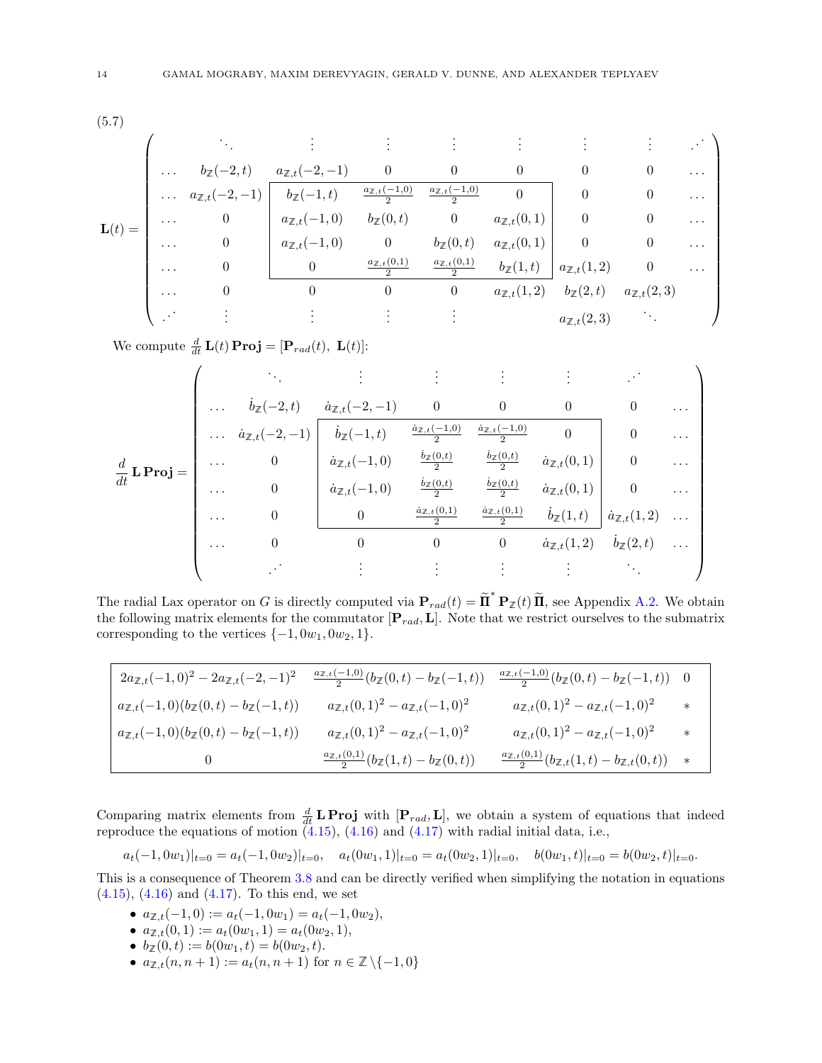(5.7)

$$
\mathbf{L}(t) = \begin{pmatrix}
 & \ddots & \vdots & \vdots & \vdots & \vdots & \vdots & \vdots & \iddots \\
\dots & b_{\mathbb{Z}}(-2,t) & a_{\mathbb{Z},t}(-2,-1) & 0 & 0 & 0 & 0 & 0 & \dots \\
\dots & a_{\mathbb{Z},t}(-2,-1) & b_{\mathbb{Z}}(-1,t) & \frac{a_{\mathbb{Z},t}(-1,0)}{2} & \frac{a_{\mathbb{Z},t}(-1,0)}{2} & 0 & 0 & 0 & \dots \\
\dots & 0 & a_{\mathbb{Z},t}(-1,0) & b_{\mathbb{Z}}(0,t) & 0 & a_{\mathbb{Z},t}(0,1) & 0 & 0 & \dots \\
\dots & 0 & a_{\mathbb{Z},t}(-1,0) & 0 & b_{\mathbb{Z}}(0,t) & a_{\mathbb{Z},t}(0,1) & 0 & 0 & \dots \\
\dots & 0 & 0 & \frac{a_{\mathbb{Z},t}(0,1)}{2} & \frac{a_{\mathbb{Z},t}(0,1)}{2} & b_{\mathbb{Z}}(1,t) & a_{\mathbb{Z},t}(1,2) & 0 & \dots \\
\dots & 0 & 0 & 0 & 0 & a_{\mathbb{Z},t}(1,2) & b_{\mathbb{Z}}(2,t) & a_{\mathbb{Z},t}(2,3) & \\
\iddots & \vdots & \vdots & \vdots & \vdots & & a_{\mathbb{Z},t}(2,3) & \ddots &
\end{pmatrix}
$$

We compute $\frac{d}{dt}\mathbf{L}(t)\,\mathbf{Proj} = [\mathbf{P}_{rad}(t),\ \mathbf{L}(t)]$:

$$
\frac{d}{dt}\mathbf{L}\,\mathbf{Proj} = \begin{pmatrix}
 & \ddots & \vdots & \vdots & \vdots & \vdots & \iddots & \\
\dots & \dot{b}_{\mathbb{Z}}(-2,t) & \dot{a}_{\mathbb{Z},t}(-2,-1) & 0 & 0 & 0 & 0 & \dots \\
\dots & \dot{a}_{\mathbb{Z},t}(-2,-1) & \dot{b}_{\mathbb{Z}}(-1,t) & \frac{\dot{a}_{\mathbb{Z},t}(-1,0)}{2} & \frac{\dot{a}_{\mathbb{Z},t}(-1,0)}{2} & 0 & 0 & \dots \\
\dots & 0 & \dot{a}_{\mathbb{Z},t}(-1,0) & \frac{\dot{b}_{\mathbb{Z}}(0,t)}{2} & \frac{\dot{b}_{\mathbb{Z}}(0,t)}{2} & \dot{a}_{\mathbb{Z},t}(0,1) & 0 & \dots \\
\dots & 0 & \dot{a}_{\mathbb{Z},t}(-1,0) & \frac{\dot{b}_{\mathbb{Z}}(0,t)}{2} & \frac{\dot{b}_{\mathbb{Z}}(0,t)}{2} & \dot{a}_{\mathbb{Z},t}(0,1) & 0 & \dots \\
\dots & 0 & 0 & \frac{\dot{a}_{\mathbb{Z},t}(0,1)}{2} & \frac{\dot{a}_{\mathbb{Z},t}(0,1)}{2} & \dot{b}_{\mathbb{Z}}(1,t) & \dot{a}_{\mathbb{Z},t}(1,2) & \dots \\
\dots & 0 & 0 & 0 & 0 & \dot{a}_{\mathbb{Z},t}(1,2) & \dot{b}_{\mathbb{Z}}(2,t) & \dots \\
 & \iddots & \vdots & \vdots & \vdots & \vdots & \ddots &
\end{pmatrix}
$$

The radial Lax operator on $G$ is directly computed via $\mathbf{P}_{rad}(t) = \widetilde{\mathbf{\Pi}}^*\,\mathbf{P}_{\mathbb{Z}}(t)\,\widetilde{\mathbf{\Pi}}$, see Appendix A.2. We obtain the following matrix elements for the commutator $[\mathbf{P}_{rad}, \mathbf{L}]$. Note that we restrict ourselves to the submatrix corresponding to the vertices $\{-1, 0w_1, 0w_2, 1\}$.

$$
\begin{array}{|cccc|}
\hline
2a_{\mathbb{Z},t}(-1,0)^2 - 2a_{\mathbb{Z},t}(-2,-1)^2 & \frac{a_{\mathbb{Z},t}(-1,0)}{2}(b_{\mathbb{Z}}(0,t) - b_{\mathbb{Z}}(-1,t)) & \frac{a_{\mathbb{Z},t}(-1,0)}{2}(b_{\mathbb{Z}}(0,t) - b_{\mathbb{Z}}(-1,t)) & 0 \\
a_{\mathbb{Z},t}(-1,0)(b_{\mathbb{Z}}(0,t) - b_{\mathbb{Z}}(-1,t)) & a_{\mathbb{Z},t}(0,1)^2 - a_{\mathbb{Z},t}(-1,0)^2 & a_{\mathbb{Z},t}(0,1)^2 - a_{\mathbb{Z},t}(-1,0)^2 & * \\
a_{\mathbb{Z},t}(-1,0)(b_{\mathbb{Z}}(0,t) - b_{\mathbb{Z}}(-1,t)) & a_{\mathbb{Z},t}(0,1)^2 - a_{\mathbb{Z},t}(-1,0)^2 & a_{\mathbb{Z},t}(0,1)^2 - a_{\mathbb{Z},t}(-1,0)^2 & * \\
0 & \frac{a_{\mathbb{Z},t}(0,1)}{2}(b_{\mathbb{Z}}(1,t) - b_{\mathbb{Z}}(0,t)) & \frac{a_{\mathbb{Z},t}(0,1)}{2}(b_{\mathbb{Z},t}(1,t) - b_{\mathbb{Z},t}(0,t)) & * \\
\hline
\end{array}
$$

Comparing matrix elements from $\frac{d}{dt}\mathbf{L}\,\mathbf{Proj}$ with $[\mathbf{P}_{rad}, \mathbf{L}]$, we obtain a system of equations that indeed reproduce the equations of motion (4.15), (4.16) and (4.17) with radial initial data, i.e.,

$$
a_t(-1, 0w_1)|_{t=0} = a_t(-1, 0w_2)|_{t=0}, \quad a_t(0w_1, 1)|_{t=0} = a_t(0w_2, 1)|_{t=0}, \quad b(0w_1, t)|_{t=0} = b(0w_2, t)|_{t=0}.
$$

This is a consequence of Theorem 3.8 and can be directly verified when simplifying the notation in equations (4.15), (4.16) and (4.17). To this end, we set

- $a_{\mathbb{Z},t}(-1,0) := a_t(-1, 0w_1) = a_t(-1, 0w_2)$,
- $a_{\mathbb{Z},t}(0,1) := a_t(0w_1, 1) = a_t(0w_2, 1)$,
- $b_{\mathbb{Z}}(0,t) := b(0w_1, t) = b(0w_2, t)$.
- $a_{\mathbb{Z},t}(n, n+1) := a_t(n, n+1)$ for $n \in \mathbb{Z} \setminus \{-1, 0\}$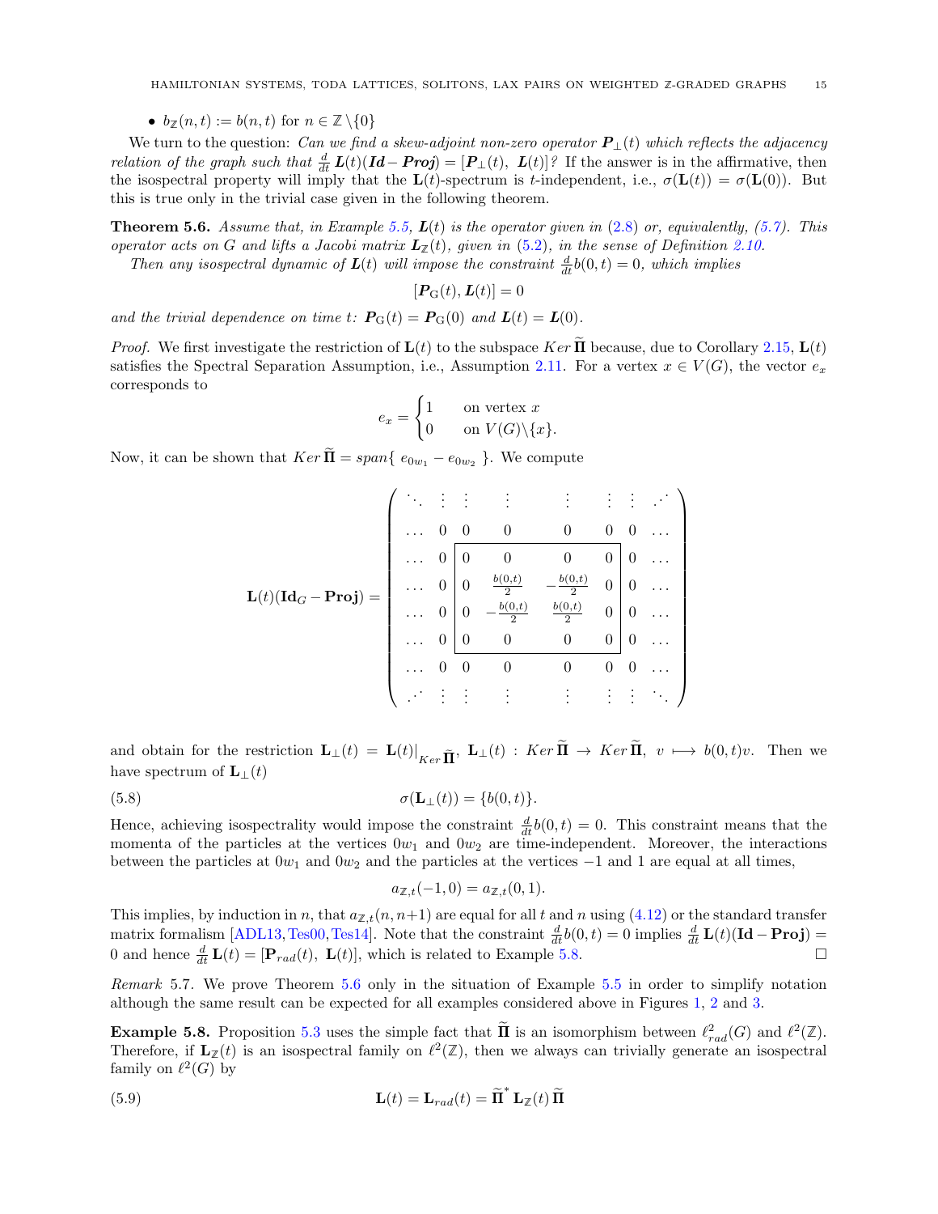- $b_{\mathbb{Z}}(n,t) := b(n,t)$ for $n \in \mathbb{Z}\setminus\{0\}$

We turn to the question: *Can we find a skew-adjoint non-zero operator $\boldsymbol{P}_\perp(t)$ which reflects the adjacency relation of the graph such that $\frac{d}{dt}\boldsymbol{L}(t)(\boldsymbol{Id} - \boldsymbol{Proj}) = [\boldsymbol{P}_\perp(t),\ \boldsymbol{L}(t)]$?* If the answer is in the affirmative, then the isospectral property will imply that the $\mathbf{L}(t)$-spectrum is $t$-independent, i.e., $\sigma(\mathbf{L}(t)) = \sigma(\mathbf{L}(0))$. But this is true only in the trivial case given in the following theorem.

**Theorem 5.6.** *Assume that, in Example 5.5, $\boldsymbol{L}(t)$ is the operator given in (2.8) or, equivalently, (5.7). This operator acts on $G$ and lifts a Jacobi matrix $\boldsymbol{L}_{\mathbb{Z}}(t)$, given in (5.2), in the sense of Definition 2.10.*

*Then any isospectral dynamic of $\boldsymbol{L}(t)$ will impose the constraint $\frac{d}{dt}b(0,t) = 0$, which implies*

$$[\boldsymbol{P}_{\mathrm{G}}(t), \boldsymbol{L}(t)] = 0$$

*and the trivial dependence on time $t$: $\boldsymbol{P}_{\mathrm{G}}(t) = \boldsymbol{P}_{\mathrm{G}}(0)$ and $\boldsymbol{L}(t) = \boldsymbol{L}(0)$.*

*Proof.* We first investigate the restriction of $\mathbf{L}(t)$ to the subspace $Ker\,\widetilde{\mathbf{\Pi}}$ because, due to Corollary 2.15, $\mathbf{L}(t)$ satisfies the Spectral Separation Assumption, i.e., Assumption 2.11. For a vertex $x \in V(G)$, the vector $e_x$ corresponds to

$$e_x = \begin{cases} 1 & \text{on vertex } x \\ 0 & \text{on } V(G)\setminus\{x\}. \end{cases}$$

Now, it can be shown that $Ker\,\widetilde{\mathbf{\Pi}} = span\{\ e_{0w_1} - e_{0w_2}\ \}$. We compute

$$\mathbf{L}(t)(\mathbf{Id}_G - \mathbf{Proj}) = \begin{pmatrix} \ddots & \vdots & \vdots & \vdots & \vdots & \vdots & \vdots & \iddots \\ \dots & 0 & 0 & 0 & 0 & 0 & 0 & \dots \\ \dots & 0 & 0 & 0 & 0 & 0 & 0 & \dots \\ \dots & 0 & 0 & \frac{b(0,t)}{2} & -\frac{b(0,t)}{2} & 0 & 0 & \dots \\ \dots & 0 & 0 & -\frac{b(0,t)}{2} & \frac{b(0,t)}{2} & 0 & 0 & \dots \\ \dots & 0 & 0 & 0 & 0 & 0 & 0 & \dots \\ \dots & 0 & 0 & 0 & 0 & 0 & 0 & \dots \\ \iddots & \vdots & \vdots & \vdots & \vdots & \vdots & \vdots & \ddots \end{pmatrix}$$

and obtain for the restriction $\mathbf{L}_\perp(t) = \mathbf{L}(t)|_{Ker\,\widetilde{\mathbf{\Pi}}}$, $\mathbf{L}_\perp(t) : Ker\,\widetilde{\mathbf{\Pi}} \to Ker\,\widetilde{\mathbf{\Pi}},\ v \longmapsto b(0,t)v$. Then we have spectrum of $\mathbf{L}_\perp(t)$

$$\sigma(\mathbf{L}_\perp(t)) = \{b(0,t)\}. \tag{5.8}$$

Hence, achieving isospectrality would impose the constraint $\frac{d}{dt}b(0,t) = 0$. This constraint means that the momenta of the particles at the vertices $0w_1$ and $0w_2$ are time-independent. Moreover, the interactions between the particles at $0w_1$ and $0w_2$ and the particles at the vertices $-1$ and $1$ are equal at all times,

$$a_{\mathbb{Z},t}(-1,0) = a_{\mathbb{Z},t}(0,1).$$

This implies, by induction in $n$, that $a_{\mathbb{Z},t}(n, n+1)$ are equal for all $t$ and $n$ using (4.12) or the standard transfer matrix formalism [ADL13, Tes00, Tes14]. Note that the constraint $\frac{d}{dt}b(0,t) = 0$ implies $\frac{d}{dt}\mathbf{L}(t)(\mathbf{Id} - \mathbf{Proj}) = 0$ and hence $\frac{d}{dt}\mathbf{L}(t) = [\mathbf{P}_{rad}(t),\ \mathbf{L}(t)]$, which is related to Example 5.8. $\square$

*Remark* 5.7. We prove Theorem 5.6 only in the situation of Example 5.5 in order to simplify notation although the same result can be expected for all examples considered above in Figures 1, 2 and 3.

**Example 5.8.** Proposition 5.3 uses the simple fact that $\widetilde{\mathbf{\Pi}}$ is an isomorphism between $\ell^2_{rad}(G)$ and $\ell^2(\mathbb{Z})$. Therefore, if $\mathbf{L}_{\mathbb{Z}}(t)$ is an isospectral family on $\ell^2(\mathbb{Z})$, then we always can trivially generate an isospectral family on $\ell^2(G)$ by

$$\mathbf{L}(t) = \mathbf{L}_{rad}(t) = \widetilde{\mathbf{\Pi}}^*\,\mathbf{L}_{\mathbb{Z}}(t)\,\widetilde{\mathbf{\Pi}} \tag{5.9}$$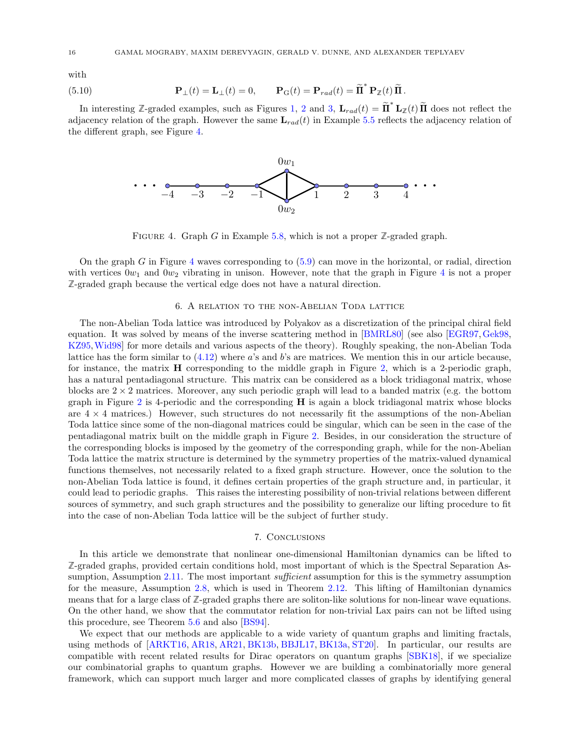with

$$\mathbf{P}_{\perp}(t) = \mathbf{L}_{\perp}(t) = 0, \qquad \mathbf{P}_{\mathrm{G}}(t) = \mathbf{P}_{rad}(t) = \widetilde{\mathbf{\Pi}}^{*}\, \mathbf{P}_{\mathbb{Z}}(t)\, \widetilde{\mathbf{\Pi}}. \tag{5.10}$$

In interesting $\mathbb{Z}$-graded examples, such as Figures 1, 2 and 3, $\mathbf{L}_{rad}(t) = \widetilde{\mathbf{\Pi}}^{*}\, \mathbf{L}_{\mathbb{Z}}(t)\, \widetilde{\mathbf{\Pi}}$ does not reflect the adjacency relation of the graph. However the same $\mathbf{L}_{rad}(t)$ in Example 5.5 reflects the adjacency relation of the different graph, see Figure 4.

Figure 4. Graph $G$ in Example 5.8, which is not a proper $\mathbb{Z}$-graded graph.

On the graph $G$ in Figure 4 waves corresponding to (5.9) can move in the horizontal, or radial, direction with vertices $0w_1$ and $0w_2$ vibrating in unison. However, note that the graph in Figure 4 is not a proper $\mathbb{Z}$-graded graph because the vertical edge does not have a natural direction.

## 6. A relation to the non-Abelian Toda lattice

The non-Abelian Toda lattice was introduced by Polyakov as a discretization of the principal chiral field equation. It was solved by means of the inverse scattering method in [BMRL80] (see also [EGR97, Gek98, KZ95, Wid98] for more details and various aspects of the theory). Roughly speaking, the non-Abelian Toda lattice has the form similar to (4.12) where $a$'s and $b$'s are matrices. We mention this in our article because, for instance, the matrix $\mathbf{H}$ corresponding to the middle graph in Figure 2, which is a 2-periodic graph, has a natural pentadiagonal structure. This matrix can be considered as a block tridiagonal matrix, whose blocks are $2 \times 2$ matrices. Moreover, any such periodic graph will lead to a banded matrix (e.g. the bottom graph in Figure 2 is 4-periodic and the corresponding $\mathbf{H}$ is again a block tridiagonal matrix whose blocks are $4 \times 4$ matrices.) However, such structures do not necessarily fit the assumptions of the non-Abelian Toda lattice since some of the non-diagonal matrices could be singular, which can be seen in the case of the pentadiagonal matrix built on the middle graph in Figure 2. Besides, in our consideration the structure of the corresponding blocks is imposed by the geometry of the corresponding graph, while for the non-Abelian Toda lattice the matrix structure is determined by the symmetry properties of the matrix-valued dynamical functions themselves, not necessarily related to a fixed graph structure. However, once the solution to the non-Abelian Toda lattice is found, it defines certain properties of the graph structure and, in particular, it could lead to periodic graphs. This raises the interesting possibility of non-trivial relations between different sources of symmetry, and such graph structures and the possibility to generalize our lifting procedure to fit into the case of non-Abelian Toda lattice will be the subject of further study.

## 7. Conclusions

In this article we demonstrate that nonlinear one-dimensional Hamiltonian dynamics can be lifted to $\mathbb{Z}$-graded graphs, provided certain conditions hold, most important of which is the Spectral Separation Assumption, Assumption 2.11. The most important *sufficient* assumption for this is the symmetry assumption for the measure, Assumption 2.8, which is used in Theorem 2.12. This lifting of Hamiltonian dynamics means that for a large class of $\mathbb{Z}$-graded graphs there are soliton-like solutions for non-linear wave equations. On the other hand, we show that the commutator relation for non-trivial Lax pairs can not be lifted using this procedure, see Theorem 5.6 and also [BS94].

We expect that our methods are applicable to a wide variety of quantum graphs and limiting fractals, using methods of [ARKT16, AR18, AR21, BK13b, BBJL17, BK13a, ST20]. In particular, our results are compatible with recent related results for Dirac operators on quantum graphs [SBK18], if we specialize our combinatorial graphs to quantum graphs. However we are building a combinatorially more general framework, which can support much larger and more complicated classes of graphs by identifying general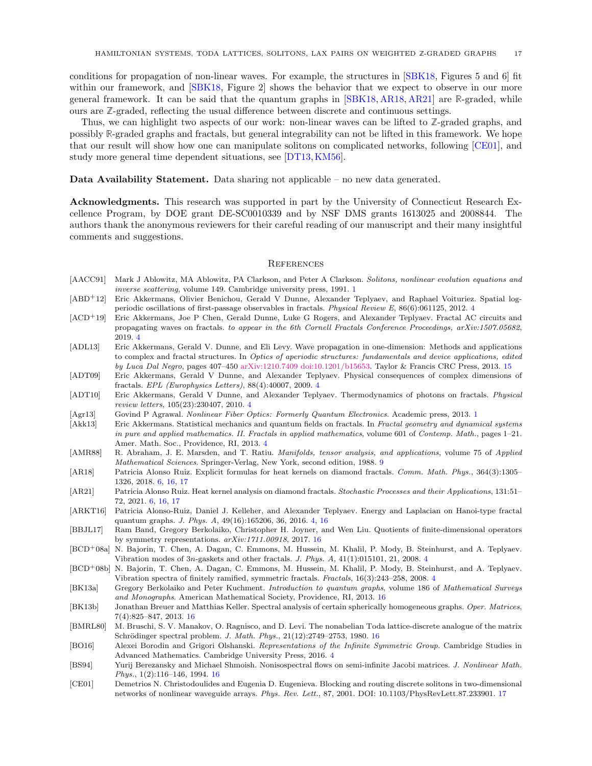conditions for propagation of non-linear waves. For example, the structures in [SBK18, Figures 5 and 6] fit within our framework, and [SBK18, Figure 2] shows the behavior that we expect to observe in our more general framework. It can be said that the quantum graphs in [SBK18, AR18, AR21] are $\mathbb{R}$-graded, while ours are $\mathbb{Z}$-graded, reflecting the usual difference between discrete and continuous settings.

Thus, we can highlight two aspects of our work: non-linear waves can be lifted to $\mathbb{Z}$-graded graphs, and possibly $\mathbb{R}$-graded graphs and fractals, but general integrability can not be lifted in this framework. We hope that our result will show how one can manipulate solitons on complicated networks, following [CE01], and study more general time dependent situations, see [DT13, KM56].

**Data Availability Statement.** Data sharing not applicable – no new data generated.

**Acknowledgments.** This research was supported in part by the University of Connecticut Research Excellence Program, by DOE grant DE-SC0010339 and by NSF DMS grants 1613025 and 2008844. The authors thank the anonymous reviewers for their careful reading of our manuscript and their many insightful comments and suggestions.

## References

[AACC91] Mark J Ablowitz, MA Ablowitz, PA Clarkson, and Peter A Clarkson. *Solitons, nonlinear evolution equations and inverse scattering*, volume 149. Cambridge university press, 1991. 1

[ABD+12] Eric Akkermans, Olivier Benichou, Gerald V Dunne, Alexander Teplyaev, and Raphael Voituriez. Spatial log-periodic oscillations of first-passage observables in fractals. *Physical Review E*, 86(6):061125, 2012. 4

[ACD+19] Eric Akkermans, Joe P Chen, Gerald Dunne, Luke G Rogers, and Alexander Teplyaev. Fractal AC circuits and propagating waves on fractals. *to appear in the 6th Cornell Fractals Conference Proceedings, arXiv:1507.05682*, 2019. 4

[ADL13] Eric Akkermans, Gerald V. Dunne, and Eli Levy. Wave propagation in one-dimension: Methods and applications to complex and fractal structures. In *Optics of aperiodic structures: fundamentals and device applications, edited by Luca Dal Negro*, pages 407–450 arXiv:1210.7409 doi:10.1201/b15653. Taylor & Francis CRC Press, 2013. 15

[ADT09] Eric Akkermans, Gerald V Dunne, and Alexander Teplyaev. Physical consequences of complex dimensions of fractals. *EPL (Europhysics Letters)*, 88(4):40007, 2009. 4

[ADT10] Eric Akkermans, Gerald V Dunne, and Alexander Teplyaev. Thermodynamics of photons on fractals. *Physical review letters*, 105(23):230407, 2010. 4

[Agr13] Govind P Agrawal. *Nonlinear Fiber Optics: Formerly Quantum Electronics*. Academic press, 2013. 1

[Akk13] Eric Akkermans. Statistical mechanics and quantum fields on fractals. In *Fractal geometry and dynamical systems in pure and applied mathematics. II. Fractals in applied mathematics*, volume 601 of *Contemp. Math.*, pages 1–21. Amer. Math. Soc., Providence, RI, 2013. 4

[AMR88] R. Abraham, J. E. Marsden, and T. Ratiu. *Manifolds, tensor analysis, and applications*, volume 75 of *Applied Mathematical Sciences*. Springer-Verlag, New York, second edition, 1988. 9

[AR18] Patricia Alonso Ruiz. Explicit formulas for heat kernels on diamond fractals. *Comm. Math. Phys.*, 364(3):1305–1326, 2018. 6, 16, 17

[AR21] Patricia Alonso Ruiz. Heat kernel analysis on diamond fractals. *Stochastic Processes and their Applications*, 131:51–72, 2021. 6, 16, 17

[ARKT16] Patricia Alonso-Ruiz, Daniel J. Kelleher, and Alexander Teplyaev. Energy and Laplacian on Hanoi-type fractal quantum graphs. *J. Phys. A*, 49(16):165206, 36, 2016. 4, 16

[BBJL17] Ram Band, Gregory Berkolaiko, Christopher H. Joyner, and Wen Liu. Quotients of finite-dimensional operators by symmetry representations. *arXiv:1711.00918*, 2017. 16

[BCD+08a] N. Bajorin, T. Chen, A. Dagan, C. Emmons, M. Hussein, M. Khalil, P. Mody, B. Steinhurst, and A. Teplyaev. Vibration modes of $3n$-gaskets and other fractals. *J. Phys. A*, 41(1):015101, 21, 2008. 4

[BCD+08b] N. Bajorin, T. Chen, A. Dagan, C. Emmons, M. Hussein, M. Khalil, P. Mody, B. Steinhurst, and A. Teplyaev. Vibration spectra of finitely ramified, symmetric fractals. *Fractals*, 16(3):243–258, 2008. 4

[BK13a] Gregory Berkolaiko and Peter Kuchment. *Introduction to quantum graphs*, volume 186 of *Mathematical Surveys and Monographs*. American Mathematical Society, Providence, RI, 2013. 16

[BK13b] Jonathan Breuer and Matthias Keller. Spectral analysis of certain spherically homogeneous graphs. *Oper. Matrices*, 7(4):825–847, 2013. 16

[BMRL80] M. Bruschi, S. V. Manakov, O. Ragnisco, and D. Levi. The nonabelian Toda lattice-discrete analogue of the matrix Schrödinger spectral problem. *J. Math. Phys.*, 21(12):2749–2753, 1980. 16

[BO16] Alexei Borodin and Grigori Olshanski. *Representations of the Infinite Symmetric Group*. Cambridge Studies in Advanced Mathematics. Cambridge University Press, 2016. 4

[BS94] Yurij Berezansky and Michael Shmoish. Nonisospectral flows on semi-infinite Jacobi matrices. *J. Nonlinear Math. Phys.*, 1(2):116–146, 1994. 16

[CE01] Demetrios N. Christodoulides and Eugenia D. Eugenieva. Blocking and routing discrete solitons in two-dimensional networks of nonlinear waveguide arrays. *Phys. Rev. Lett.*, 87, 2001. DOI: 10.1103/PhysRevLett.87.233901. 17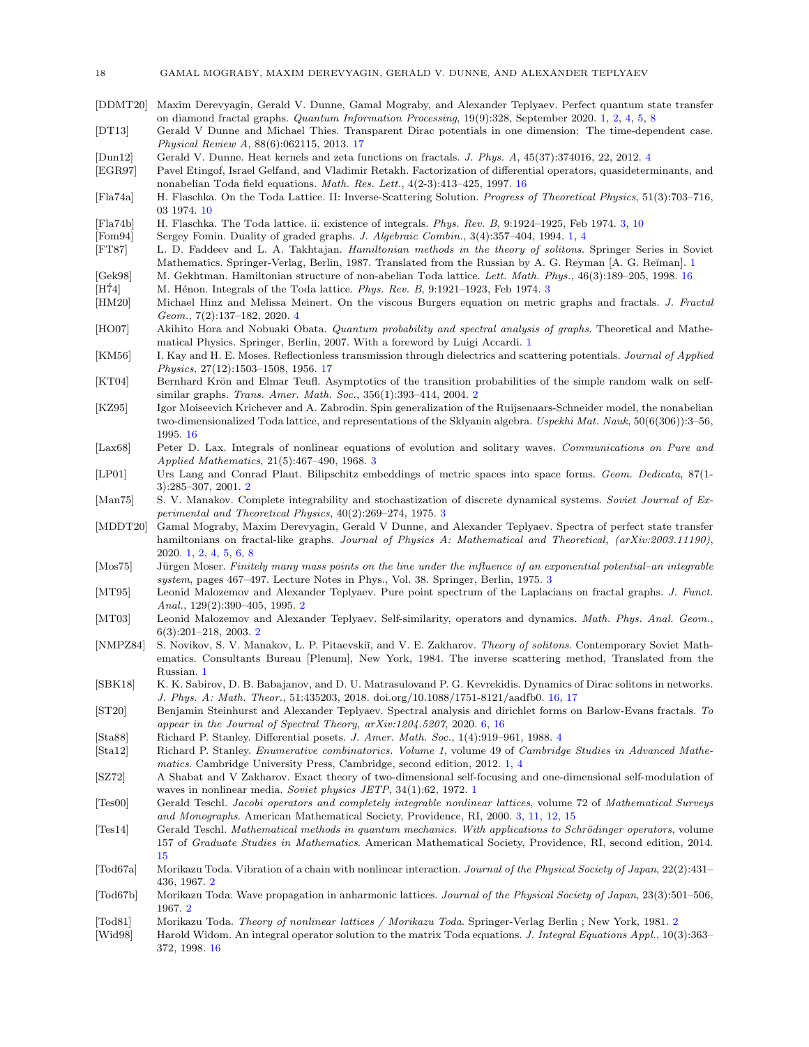[DDMT20] Maxim Derevyagin, Gerald V. Dunne, Gamal Mograby, and Alexander Teplyaev. Perfect quantum state transfer on diamond fractal graphs. *Quantum Information Processing*, 19(9):328, September 2020. 1, 2, 4, 5, 8

[DT13] Gerald V Dunne and Michael Thies. Transparent Dirac potentials in one dimension: The time-dependent case. *Physical Review A*, 88(6):062115, 2013. 17

[Dun12] Gerald V. Dunne. Heat kernels and zeta functions on fractals. *J. Phys. A*, 45(37):374016, 22, 2012. 4

[EGR97] Pavel Etingof, Israel Gelfand, and Vladimir Retakh. Factorization of differential operators, quasideterminants, and nonabelian Toda field equations. *Math. Res. Lett.*, 4(2-3):413–425, 1997. 16

[Fla74a] H. Flaschka. On the Toda Lattice. II: Inverse-Scattering Solution. *Progress of Theoretical Physics*, 51(3):703–716, 03 1974. 10

[Fla74b] H. Flaschka. The Toda lattice. ii. existence of integrals. *Phys. Rev. B*, 9:1924–1925, Feb 1974. 3, 10

[Fom94] Sergey Fomin. Duality of graded graphs. *J. Algebraic Combin.*, 3(4):357–404, 1994. 1, 4

[FT87] L. D. Faddeev and L. A. Takhtajan. *Hamiltonian methods in the theory of solitons*. Springer Series in Soviet Mathematics. Springer-Verlag, Berlin, 1987. Translated from the Russian by A. G. Reyman [A. G. Reĭman]. 1

[Gek98] M. Gekhtman. Hamiltonian structure of non-abelian Toda lattice. *Lett. Math. Phys.*, 46(3):189–205, 1998. 16

[Hé74] M. Hénon. Integrals of the Toda lattice. *Phys. Rev. B*, 9:1921–1923, Feb 1974. 3

[HM20] Michael Hinz and Melissa Meinert. On the viscous Burgers equation on metric graphs and fractals. *J. Fractal Geom.*, 7(2):137–182, 2020. 4

[HO07] Akihito Hora and Nobuaki Obata. *Quantum probability and spectral analysis of graphs*. Theoretical and Mathematical Physics. Springer, Berlin, 2007. With a foreword by Luigi Accardi. 1

[KM56] I. Kay and H. E. Moses. Reflectionless transmission through dielectrics and scattering potentials. *Journal of Applied Physics*, 27(12):1503–1508, 1956. 17

[KT04] Bernhard Krön and Elmar Teufl. Asymptotics of the transition probabilities of the simple random walk on self-similar graphs. *Trans. Amer. Math. Soc.*, 356(1):393–414, 2004. 2

[KZ95] Igor Moiseevich Krichever and A. Zabrodin. Spin generalization of the Ruijsenaars-Schneider model, the nonabelian two-dimensionalized Toda lattice, and representations of the Sklyanin algebra. *Uspekhi Mat. Nauk*, 50(6(306)):3–56, 1995. 16

[Lax68] Peter D. Lax. Integrals of nonlinear equations of evolution and solitary waves. *Communications on Pure and Applied Mathematics*, 21(5):467–490, 1968. 3

[LP01] Urs Lang and Conrad Plaut. Bilipschitz embeddings of metric spaces into space forms. *Geom. Dedicata*, 87(1-3):285–307, 2001. 2

[Man75] S. V. Manakov. Complete integrability and stochastization of discrete dynamical systems. *Soviet Journal of Experimental and Theoretical Physics*, 40(2):269–274, 1975. 3

[MDDT20] Gamal Mograby, Maxim Derevyagin, Gerald V Dunne, and Alexander Teplyaev. Spectra of perfect state transfer hamiltonians on fractal-like graphs. *Journal of Physics A: Mathematical and Theoretical, (arXiv:2003.11190)*, 2020. 1, 2, 4, 5, 6, 8

[Mos75] Jürgen Moser. *Finitely many mass points on the line under the influence of an exponential potential–an integrable system*, pages 467–497. Lecture Notes in Phys., Vol. 38. Springer, Berlin, 1975. 3

[MT95] Leonid Malozemov and Alexander Teplyaev. Pure point spectrum of the Laplacians on fractal graphs. *J. Funct. Anal.*, 129(2):390–405, 1995. 2

[MT03] Leonid Malozemov and Alexander Teplyaev. Self-similarity, operators and dynamics. *Math. Phys. Anal. Geom.*, 6(3):201–218, 2003. 2

[NMPZ84] S. Novikov, S. V. Manakov, L. P. Pitaevskiĭ, and V. E. Zakharov. *Theory of solitons*. Contemporary Soviet Mathematics. Consultants Bureau [Plenum], New York, 1984. The inverse scattering method, Translated from the Russian. 1

[SBK18] K. K. Sabirov, D. B. Babajanov, and D. U. Matrasulovand P. G. Kevrekidis. Dynamics of Dirac solitons in networks. *J. Phys. A: Math. Theor.*, 51:435203, 2018. doi.org/10.1088/1751-8121/aadfb0. 16, 17

[ST20] Benjamin Steinhurst and Alexander Teplyaev. Spectral analysis and dirichlet forms on Barlow-Evans fractals. *To appear in the Journal of Spectral Theory, arXiv:1204.5207*, 2020. 6, 16

[Sta88] Richard P. Stanley. Differential posets. *J. Amer. Math. Soc.*, 1(4):919–961, 1988. 4

[Sta12] Richard P. Stanley. *Enumerative combinatorics. Volume 1*, volume 49 of *Cambridge Studies in Advanced Mathematics*. Cambridge University Press, Cambridge, second edition, 2012. 1, 4

[SZ72] A Shabat and V Zakharov. Exact theory of two-dimensional self-focusing and one-dimensional self-modulation of waves in nonlinear media. *Soviet physics JETP*, 34(1):62, 1972. 1

[Tes00] Gerald Teschl. *Jacobi operators and completely integrable nonlinear lattices*, volume 72 of *Mathematical Surveys and Monographs*. American Mathematical Society, Providence, RI, 2000. 3, 11, 12, 15

[Tes14] Gerald Teschl. *Mathematical methods in quantum mechanics. With applications to Schrödinger operators*, volume 157 of *Graduate Studies in Mathematics*. American Mathematical Society, Providence, RI, second edition, 2014. 15

[Tod67a] Morikazu Toda. Vibration of a chain with nonlinear interaction. *Journal of the Physical Society of Japan*, 22(2):431–436, 1967. 2

[Tod67b] Morikazu Toda. Wave propagation in anharmonic lattices. *Journal of the Physical Society of Japan*, 23(3):501–506, 1967. 2

[Tod81] Morikazu Toda. *Theory of nonlinear lattices / Morikazu Toda*. Springer-Verlag Berlin ; New York, 1981. 2

[Wid98] Harold Widom. An integral operator solution to the matrix Toda equations. *J. Integral Equations Appl.*, 10(3):363–372, 1998. 16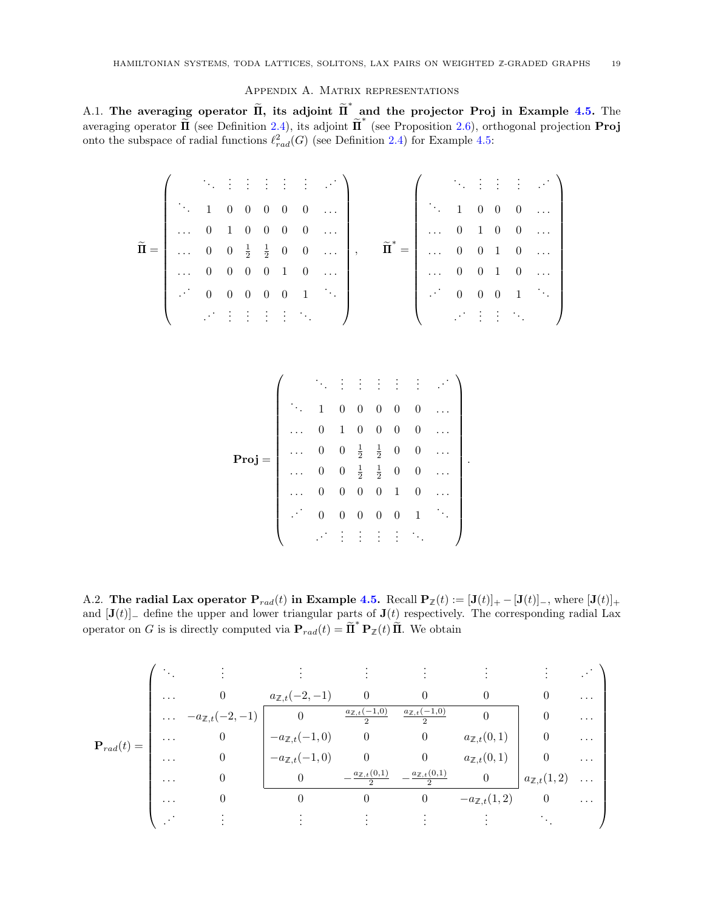## Appendix A. Matrix representations

A.1. **The averaging operator $\widetilde{\mathbf{\Pi}}$, its adjoint $\widetilde{\mathbf{\Pi}}^*$ and the projector Proj in Example 4.5.** The averaging operator $\widetilde{\mathbf{\Pi}}$ (see Definition 2.4), its adjoint $\widetilde{\mathbf{\Pi}}^*$ (see Proposition 2.6), orthogonal projection **Proj** onto the subspace of radial functions $\ell^2_{rad}(G)$ (see Definition 2.4) for Example 4.5:

$$
\widetilde{\mathbf{\Pi}} = \begin{pmatrix}
 & \ddots & \vdots & \vdots & \vdots & \vdots & \vdots & \iddots \\
\ddots & 1 & 0 & 0 & 0 & 0 & 0 & \dots \\
\dots & 0 & 1 & 0 & 0 & 0 & 0 & \dots \\
\dots & 0 & 0 & \frac{1}{2} & \frac{1}{2} & 0 & 0 & \dots \\
\dots & 0 & 0 & 0 & 0 & 1 & 0 & \dots \\
\iddots & 0 & 0 & 0 & 0 & 0 & 1 & \ddots \\
 & \iddots & \vdots & \vdots & \vdots & \vdots & \ddots &
\end{pmatrix}, \qquad
\widetilde{\mathbf{\Pi}}^* = \begin{pmatrix}
 & \ddots & \vdots & \vdots & \vdots & \iddots \\
\ddots & 1 & 0 & 0 & 0 & \dots \\
\dots & 0 & 1 & 0 & 0 & \dots \\
\dots & 0 & 0 & 1 & 0 & \dots \\
\dots & 0 & 0 & 1 & 0 & \dots \\
\iddots & 0 & 0 & 0 & 1 & \ddots \\
 & \iddots & \vdots & \vdots & \ddots &
\end{pmatrix}
$$

$$
\mathbf{Proj} = \begin{pmatrix}
 & \ddots & \vdots & \vdots & \vdots & \vdots & \vdots & \iddots \\
\ddots & 1 & 0 & 0 & 0 & 0 & 0 & \dots \\
\dots & 0 & 1 & 0 & 0 & 0 & 0 & \dots \\
\dots & 0 & 0 & \frac{1}{2} & \frac{1}{2} & 0 & 0 & \dots \\
\dots & 0 & 0 & \frac{1}{2} & \frac{1}{2} & 0 & 0 & \dots \\
\dots & 0 & 0 & 0 & 0 & 1 & 0 & \dots \\
\iddots & 0 & 0 & 0 & 0 & 0 & 1 & \ddots \\
 & \iddots & \vdots & \vdots & \vdots & \vdots & \ddots &
\end{pmatrix}.
$$

A.2. **The radial Lax operator $\mathbf{P}_{rad}(t)$ in Example 4.5.** Recall $\mathbf{P}_{\mathbb{Z}}(t) := [\mathbf{J}(t)]_+ - [\mathbf{J}(t)]_-$, where $[\mathbf{J}(t)]_+$ and $[\mathbf{J}(t)]_-$ define the upper and lower triangular parts of $\mathbf{J}(t)$ respectively. The corresponding radial Lax operator on $G$ is is directly computed via $\mathbf{P}_{rad}(t) = \widetilde{\mathbf{\Pi}}^* \, \mathbf{P}_{\mathbb{Z}}(t) \, \widetilde{\mathbf{\Pi}}$. We obtain

$$
\mathbf{P}_{rad}(t) = \begin{pmatrix}
\ddots & \vdots & \vdots & \vdots & \vdots & \vdots & \vdots & \iddots \\
\dots & 0 & a_{\mathbb{Z},t}(-2,-1) & 0 & 0 & 0 & 0 & \dots \\
\dots & -a_{\mathbb{Z},t}(-2,-1) & 0 & \frac{a_{\mathbb{Z},t}(-1,0)}{2} & \frac{a_{\mathbb{Z},t}(-1,0)}{2} & 0 & 0 & \dots \\
\dots & 0 & -a_{\mathbb{Z},t}(-1,0) & 0 & 0 & a_{\mathbb{Z},t}(0,1) & 0 & \dots \\
\dots & 0 & -a_{\mathbb{Z},t}(-1,0) & 0 & 0 & a_{\mathbb{Z},t}(0,1) & 0 & \dots \\
\dots & 0 & 0 & -\frac{a_{\mathbb{Z},t}(0,1)}{2} & -\frac{a_{\mathbb{Z},t}(0,1)}{2} & 0 & a_{\mathbb{Z},t}(1,2) & \dots \\
\dots & 0 & 0 & 0 & 0 & -a_{\mathbb{Z},t}(1,2) & 0 & \dots \\
\iddots & \vdots & \vdots & \vdots & \vdots & \vdots & \ddots &
\end{pmatrix}
$$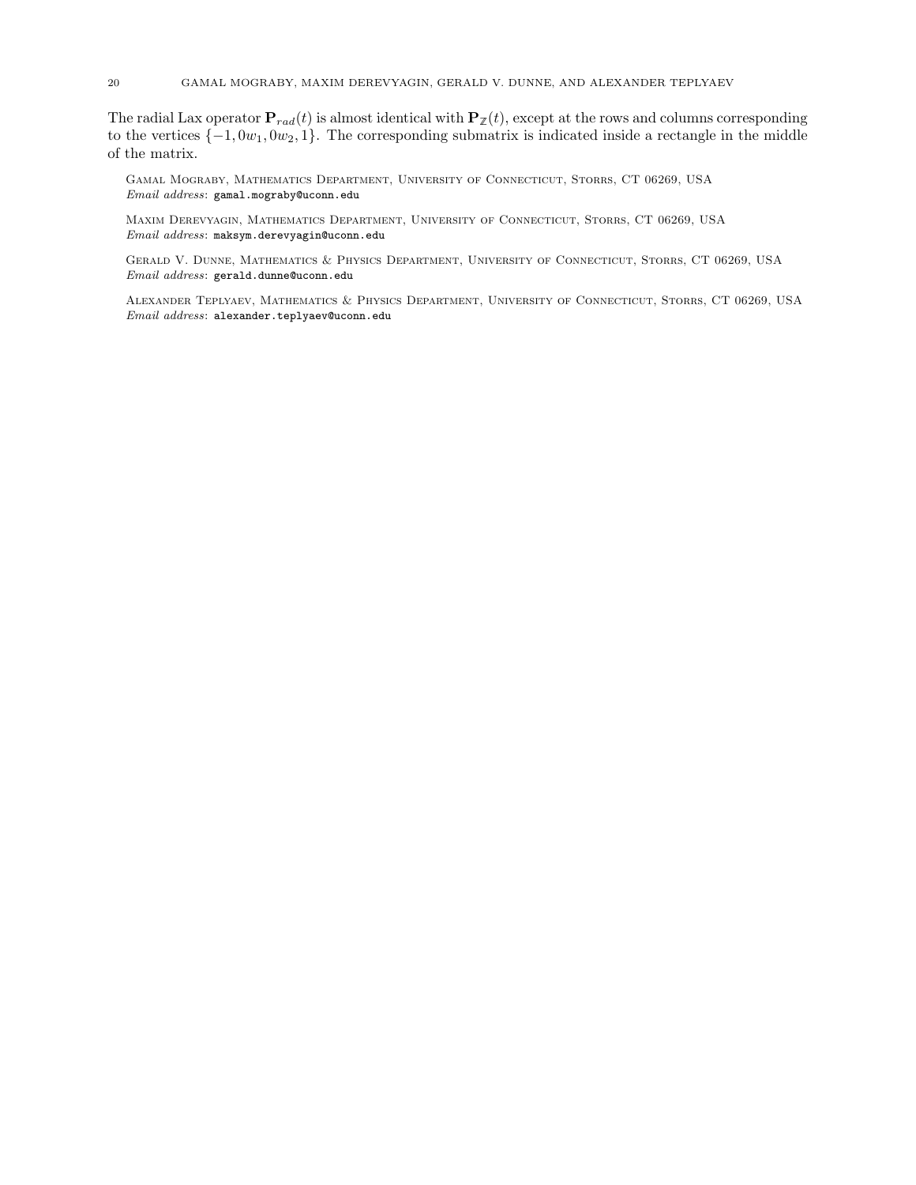The radial Lax operator $\mathbf{P}_{rad}(t)$ is almost identical with $\mathbf{P}_{\mathbb{Z}}(t)$, except at the rows and columns corresponding to the vertices $\{-1, 0w_1, 0w_2, 1\}$. The corresponding submatrix is indicated inside a rectangle in the middle of the matrix.

Gamal Mograby, Mathematics Department, University of Connecticut, Storrs, CT 06269, USA
*Email address*: gamal.mograby@uconn.edu

Maxim Derevyagin, Mathematics Department, University of Connecticut, Storrs, CT 06269, USA
*Email address*: maksym.derevyagin@uconn.edu

Gerald V. Dunne, Mathematics & Physics Department, University of Connecticut, Storrs, CT 06269, USA
*Email address*: gerald.dunne@uconn.edu

Alexander Teplyaev, Mathematics & Physics Department, University of Connecticut, Storrs, CT 06269, USA
*Email address*: alexander.teplyaev@uconn.edu